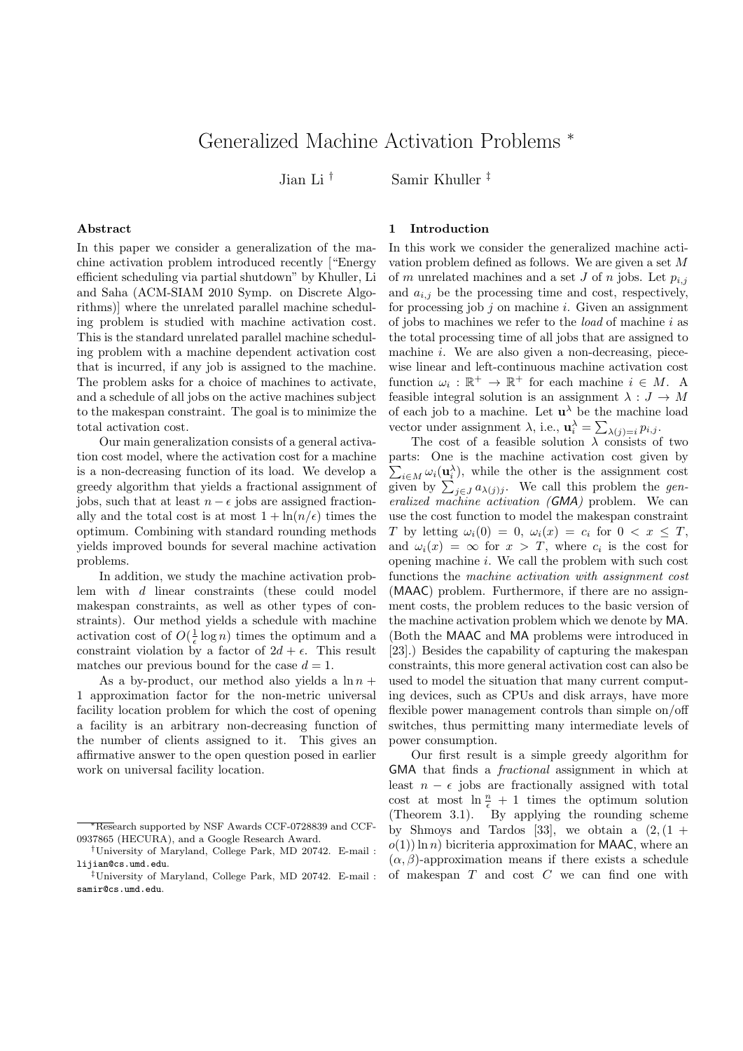# Generalized Machine Activation Problems *

Jian Li † Samir Khuller ‡

## Abstract

In this paper we consider a generalization of the machine activation problem introduced recently ["Energy efficient scheduling via partial shutdown" by Khuller, Li and Saha (ACM-SIAM 2010 Symp. on Discrete Algorithms)] where the unrelated parallel machine scheduling problem is studied with machine activation cost. This is the standard unrelated parallel machine scheduling problem with a machine dependent activation cost that is incurred, if any job is assigned to the machine. The problem asks for a choice of machines to activate, and a schedule of all jobs on the active machines subject to the makespan constraint. The goal is to minimize the total activation cost.

Our main generalization consists of a general activation cost model, where the activation cost for a machine is a non-decreasing function of its load. We develop a greedy algorithm that yields a fractional assignment of jobs, such that at least $n - \epsilon$ jobs are assigned fractionally and the total cost is at most $1 + \ln(n/\epsilon)$ times the optimum. Combining with standard rounding methods yields improved bounds for several machine activation problems.

In addition, we study the machine activation problem with $d$ linear constraints (these could model makespan constraints, as well as other types of constraints). Our method yields a schedule with machine activation cost of $O(\frac{1}{\epsilon}\log n)$ times the optimum and a constraint violation by a factor of $2d + \epsilon$. This result matches our previous bound for the case $d = 1$.

As a by-product, our method also yields a $\ln n + 1$ approximation factor for the non-metric universal facility location problem for which the cost of opening a facility is an arbitrary non-decreasing function of the number of clients assigned to it. This gives an affirmative answer to the open question posed in earlier work on universal facility location.

## 1 Introduction

In this work we consider the generalized machine activation problem defined as follows. We are given a set $M$ of $m$ unrelated machines and a set $J$ of $n$ jobs. Let $p_{i,j}$ and $a_{i,j}$ be the processing time and cost, respectively, for processing job $j$ on machine $i$. Given an assignment of jobs to machines we refer to the *load* of machine $i$ as the total processing time of all jobs that are assigned to machine $i$. We are also given a non-decreasing, piecewise linear and left-continuous machine activation cost function $\omega_i : \mathbb{R}^+ \to \mathbb{R}^+$ for each machine $i \in M$. A feasible integral solution is an assignment $\lambda : J \to M$ of each job to a machine. Let $\mathbf{u}^\lambda$ be the machine load vector under assignment $\lambda$, i.e., $\mathbf{u}_i^\lambda = \sum_{\lambda(j)=i} p_{i,j}$.

The cost of a feasible solution $\lambda$ consists of two parts: One is the machine activation cost given by $\sum_{i\in M} \omega_i(\mathbf{u}_i^\lambda)$, while the other is the assignment cost given by $\sum_{j\in J} a_{\lambda(j)j}$. We call this problem the *generalized machine activation (GMA)* problem. We can use the cost function to model the makespan constraint $T$ by letting $\omega_i(0) = 0$, $\omega_i(x) = c_i$ for $0 < x \leq T$, and $\omega_i(x) = \infty$ for $x > T$, where $c_i$ is the cost for opening machine $i$. We call the problem with such cost functions the *machine activation with assignment cost* (MAAC) problem. Furthermore, if there are no assignment costs, the problem reduces to the basic version of the machine activation problem which we denote by MA. (Both the MAAC and MA problems were introduced in [23].) Besides the capability of capturing the makespan constraints, this more general activation cost can also be used to model the situation that many current computing devices, such as CPUs and disk arrays, have more flexible power management controls than simple on/off switches, thus permitting many intermediate levels of power consumption.

Our first result is a simple greedy algorithm for GMA that finds a *fractional* assignment in which at least $n - \epsilon$ jobs are fractionally assigned with total cost at most $\ln \frac{n}{\epsilon} + 1$ times the optimum solution (Theorem 3.1). By applying the rounding scheme by Shmoys and Tardos [33], we obtain a $(2, (1 + o(1)) \ln n)$ bicriteria approximation for MAAC, where an $(\alpha, \beta)$-approximation means if there exists a schedule of makespan $T$ and cost $C$ we can find one with

---

*Research supported by NSF Awards CCF-0728839 and CCF-0937865 (HECURA), and a Google Research Award.

†University of Maryland, College Park, MD 20742. E-mail : lijian@cs.umd.edu.

‡University of Maryland, College Park, MD 20742. E-mail : samir@cs.umd.edu.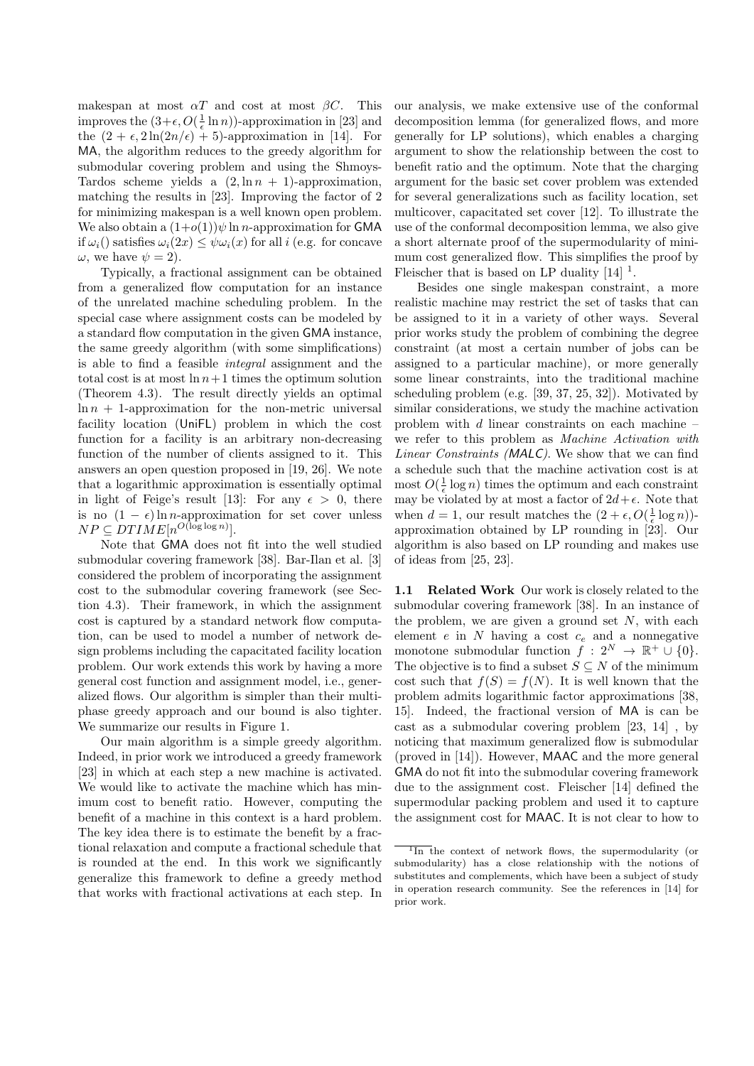makespan at most $\alpha T$ and cost at most $\beta C$. This improves the $(3+\epsilon, O(\frac{1}{\epsilon}\ln n))$-approximation in [23] and the $(2+\epsilon, 2\ln(2n/\epsilon)+5)$-approximation in [14]. For MA, the algorithm reduces to the greedy algorithm for submodular covering problem and using the Shmoys-Tardos scheme yields a $(2, \ln n + 1)$-approximation, matching the results in [23]. Improving the factor of 2 for minimizing makespan is a well known open problem. We also obtain a $(1+o(1))\psi \ln n$-approximation for GMA if $\omega_i()$ satisfies $\omega_i(2x) \le \psi\omega_i(x)$ for all $i$ (e.g. for concave $\omega$, we have $\psi = 2$).

Typically, a fractional assignment can be obtained from a generalized flow computation for an instance of the unrelated machine scheduling problem. In the special case where assignment costs can be modeled by a standard flow computation in the given GMA instance, the same greedy algorithm (with some simplifications) is able to find a feasible *integral* assignment and the total cost is at most $\ln n+1$ times the optimum solution (Theorem 4.3). The result directly yields an optimal $\ln n + 1$-approximation for the non-metric universal facility location (UniFL) problem in which the cost function for a facility is an arbitrary non-decreasing function of the number of clients assigned to it. This answers an open question proposed in [19, 26]. We note that a logarithmic approximation is essentially optimal in light of Feige's result [13]: For any $\epsilon > 0$, there is no $(1-\epsilon)\ln n$-approximation for set cover unless $NP \subseteq DTIME[n^{O(\log\log n)}]$.

Note that GMA does not fit into the well studied submodular covering framework [38]. Bar-Ilan et al. [3] considered the problem of incorporating the assignment cost to the submodular covering framework (see Section 4.3). Their framework, in which the assignment cost is captured by a standard network flow computation, can be used to model a number of network design problems including the capacitated facility location problem. Our work extends this work by having a more general cost function and assignment model, i.e., generalized flows. Our algorithm is simpler than their multi-phase greedy approach and our bound is also tighter. We summarize our results in Figure 1.

Our main algorithm is a simple greedy algorithm. Indeed, in prior work we introduced a greedy framework [23] in which at each step a new machine is activated. We would like to activate the machine which has minimum cost to benefit ratio. However, computing the benefit of a machine in this context is a hard problem. The key idea there is to estimate the benefit by a fractional relaxation and compute a fractional schedule that is rounded at the end. In this work we significantly generalize this framework to define a greedy method that works with fractional activations at each step. In our analysis, we make extensive use of the conformal decomposition lemma (for generalized flows, and more generally for LP solutions), which enables a charging argument to show the relationship between the cost to benefit ratio and the optimum. Note that the charging argument for the basic set cover problem was extended for several generalizations such as facility location, set multicover, capacitated set cover [12]. To illustrate the use of the conformal decomposition lemma, we also give a short alternate proof of the supermodularity of minimum cost generalized flow. This simplifies the proof by Fleischer that is based on LP duality [14] [1].

Besides one single makespan constraint, a more realistic machine may restrict the set of tasks that can be assigned to it in a variety of other ways. Several prior works study the problem of combining the degree constraint (at most a certain number of jobs can be assigned to a particular machine), or more generally some linear constraints, into the traditional machine scheduling problem (e.g. [39, 37, 25, 32]). Motivated by similar considerations, we study the machine activation problem with $d$ linear constraints on each machine – we refer to this problem as *Machine Activation with Linear Constraints (MALC)*. We show that we can find a schedule such that the machine activation cost is at most $O(\frac{1}{\epsilon}\log n)$ times the optimum and each constraint may be violated by at most a factor of $2d+\epsilon$. Note that when $d = 1$, our result matches the $(2+\epsilon, O(\frac{1}{\epsilon}\log n))$-approximation obtained by LP rounding in [23]. Our algorithm is also based on LP rounding and makes use of ideas from [25, 23].

## 1.1 Related Work

Our work is closely related to the submodular covering framework [38]. In an instance of the problem, we are given a ground set $N$, with each element $e$ in $N$ having a cost $c_e$ and a nonnegative monotone submodular function $f : 2^N \to \mathbb{R}^+ \cup \{0\}$. The objective is to find a subset $S \subseteq N$ of the minimum cost such that $f(S) = f(N)$. It is well known that the problem admits logarithmic factor approximations [38, 15]. Indeed, the fractional version of MA is can be cast as a submodular covering problem [23, 14] , by noticing that maximum generalized flow is submodular (proved in [14]). However, MAAC and the more general GMA do not fit into the submodular covering framework due to the assignment cost. Fleischer [14] defined the supermodular packing problem and used it to capture the assignment cost for MAAC. It is not clear to how to

[1] In the context of network flows, the supermodularity (or submodularity) has a close relationship with the notions of substitutes and complements, which have been a subject of study in operation research community. See the references in [14] for prior work.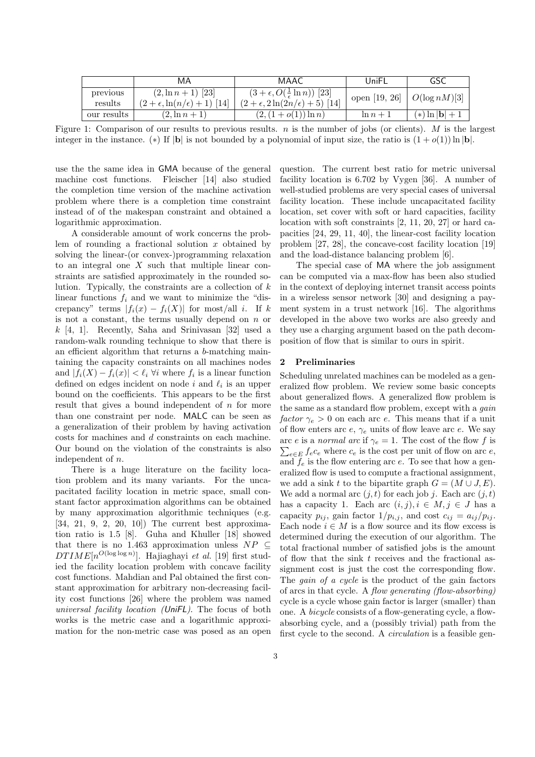|  | MA | MAAC | UniFL | GSC |
|---|---|---|---|---|
| previous results | $(2, \ln n + 1)$ [23] $(2+\epsilon, \ln(n/\epsilon)+1)$ [14] | $(3+\epsilon, O(\frac{1}{\epsilon}\ln n))$ [23] $(2+\epsilon, 2\ln(2n/\epsilon)+5)$ [14] | open [19, 26] | $O(\log nM)$[3] |
| our results | $(2, \ln n + 1)$ | $(2, (1+o(1))\ln n)$ | $\ln n + 1$ | $(*) \ln \lvert\mathbf{b}\rvert + 1$ |

Figure 1: Comparison of our results to previous results. $n$ is the number of jobs (or clients). $M$ is the largest integer in the instance. $(*)$ If $|\mathbf{b}|$ is not bounded by a polynomial of input size, the ratio is $(1 + o(1)) \ln |\mathbf{b}|$.

use the the same idea in GMA because of the general machine cost functions. Fleischer [14] also studied the completion time version of the machine activation problem where there is a completion time constraint instead of of the makespan constraint and obtained a logarithmic approximation.

A considerable amount of work concerns the problem of rounding a fractional solution $x$ obtained by solving the linear-(or convex-)programming relaxation to an integral one $X$ such that multiple linear constraints are satisfied approximately in the rounded solution. Typically, the constraints are a collection of $k$ linear functions $f_i$ and we want to minimize the "discrepancy" terms $|f_i(x) - f_i(X)|$ for most/all $i$. If $k$ is not a constant, the terms usually depend on $n$ or $k$ [4, 1]. Recently, Saha and Srinivasan [32] used a random-walk rounding technique to show that there is an efficient algorithm that returns a $b$-matching maintaining the capacity constraints on all machines nodes and $|f_i(X) - f_i(x)| < \ell_i \ \forall i$ where $f_i$ is a linear function defined on edges incident on node $i$ and $\ell_i$ is an upper bound on the coefficients. This appears to be the first result that gives a bound independent of $n$ for more than one constraint per node. MALC can be seen as a generalization of their problem by having activation costs for machines and $d$ constraints on each machine. Our bound on the violation of the constraints is also independent of $n$.

There is a huge literature on the facility location problem and its many variants. For the uncapacitated facility location in metric space, small constant factor approximation algorithms can be obtained by many approximation algorithmic techniques (e.g. [34, 21, 9, 2, 20, 10]) The current best approximation ratio is 1.5 [8]. Guha and Khuller [18] showed that there is no 1.463 approximation unless $NP \subseteq DTIME[n^{O(\log\log n)}]$. Hajiaghayi *et al.* [19] first studied the facility location problem with concave facility cost functions. Mahdian and Pal obtained the first constant approximation for arbitrary non-decreasing facility cost functions [26] where the problem was named *universal facility location (UniFL)*. The focus of both works is the metric case and a logarithmic approximation for the non-metric case was posed as an open question. The current best ratio for metric universal facility location is 6.702 by Vygen [36]. A number of well-studied problems are very special cases of universal facility location. These include uncapacitated facility location, set cover with soft or hard capacities, facility location with soft constraints [2, 11, 20, 27] or hard capacities [24, 29, 11, 40], the linear-cost facility location problem [27, 28], the concave-cost facility location [19] and the load-distance balancing problem [6].

The special case of MA where the job assignment can be computed via a max-flow has been also studied in the context of deploying internet transit access points in a wireless sensor network [30] and designing a payment system in a trust network [16]. The algorithms developed in the above two works are also greedy and they use a charging argument based on the path decomposition of flow that is similar to ours in spirit.

## 2 Preliminaries

Scheduling unrelated machines can be modeled as a generalized flow problem. We review some basic concepts about generalized flows. A generalized flow problem is the same as a standard flow problem, except with a *gain factor* $\gamma_e > 0$ on each arc $e$. This means that if a unit of flow enters arc $e$, $\gamma_e$ units of flow leave arc $e$. We say arc $e$ is a *normal arc* if $\gamma_e = 1$. The cost of the flow $f$ is $\sum_{e \in E} f_e c_e$ where $c_e$ is the cost per unit of flow on arc $e$, and $f_e$ is the flow entering arc $e$. To see that how a generalized flow is used to compute a fractional assignment, we add a sink $t$ to the bipartite graph $G = (M \cup J, E)$. We add a normal arc $(j, t)$ for each job $j$. Each arc $(j, t)$ has a capacity 1. Each arc $(i, j), i \in M, j \in J$ has a capacity $p_{ij}$, gain factor $1/p_{i,j}$, and cost $c_{ij} = a_{ij}/p_{ij}$. Each node $i \in M$ is a flow source and its flow excess is determined during the execution of our algorithm. The total fractional number of satisfied jobs is the amount of flow that the sink $t$ receives and the fractional assignment cost is just the cost the corresponding flow. The *gain of a cycle* is the product of the gain factors of arcs in that cycle. A *flow generating (flow-absorbing)* cycle is a cycle whose gain factor is larger (smaller) than one. A *bicycle* consists of a flow-generating cycle, a flow-absorbing cycle, and a (possibly trivial) path from the first cycle to the second. A *circulation* is a feasible gen-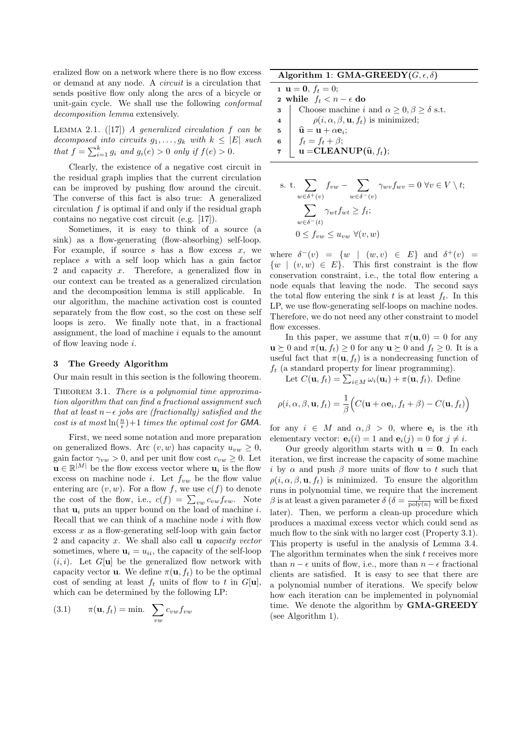eralized flow on a network where there is no flow excess or demand at any node. A *circuit* is a circulation that sends positive flow only along the arcs of a bicycle or unit-gain cycle. We shall use the following *conformal decomposition lemma* extensively.

LEMMA 2.1. ([17]) *A generalized circulation $f$ can be decomposed into circuits $g_1, \ldots, g_k$ with $k \leq |E|$ such that $f = \sum_{i=1}^{k} g_i$ and $g_i(e) > 0$ only if $f(e) > 0$.*

Clearly, the existence of a negative cost circuit in the residual graph implies that the current circulation can be improved by pushing flow around the circuit. The converse of this fact is also true: A generalized circulation $f$ is optimal if and only if the residual graph contains no negative cost circuit (e.g. [17]).

Sometimes, it is easy to think of a source (a sink) as a flow-generating (flow-absorbing) self-loop. For example, if source $s$ has a flow excess $x$, we replace $s$ with a self loop which has a gain factor 2 and capacity $x$. Therefore, a generalized flow in our context can be treated as a generalized circulation and the decomposition lemma is still applicable. In our algorithm, the machine activation cost is counted separately from the flow cost, so the cost on these self loops is zero. We finally note that, in a fractional assignment, the load of machine $i$ equals to the amount of flow leaving node $i$.

## 3 The Greedy Algorithm

Our main result in this section is the following theorem.

THEOREM 3.1. *There is a polynomial time approximation algorithm that can find a fractional assignment such that at least $n-\epsilon$ jobs are (fractionally) satisfied and the cost is at most $\ln(\frac{n}{\epsilon})+1$ times the optimal cost for GMA.*

First, we need some notation and more preparation on generalized flows. Arc $(v, w)$ has capacity $u_{vw} \geq 0$, gain factor $\gamma_{vw} > 0$, and per unit flow cost $c_{vw} \geq 0$. Let $\mathbf{u} \in \mathbb{R}^{|M|}$ be the flow excess vector where $\mathbf{u}_i$ is the flow excess on machine node $i$. Let $f_{vw}$ be the flow value entering arc $(v, w)$. For a flow $f$, we use $c(f)$ to denote the cost of the flow, i.e., $c(f) = \sum_{vw} c_{vw} f_{vw}$. Note that $\mathbf{u}_i$ puts an upper bound on the load of machine $i$. Recall that we can think of a machine node $i$ with flow excess $x$ as a flow-generating self-loop with gain factor 2 and capacity $x$. We shall also call $\mathbf{u}$ *capacity vector* sometimes, where $\mathbf{u}_i = u_{ii}$, the capacity of the self-loop $(i, i)$. Let $G[\mathbf{u}]$ be the generalized flow network with capacity vector $\mathbf{u}$. We define $\pi(\mathbf{u}, f_t)$ to be the optimal cost of sending at least $f_t$ units of flow to $t$ in $G[\mathbf{u}]$, which can be determined by the following LP:

$$\pi(\mathbf{u}, f_t) = \text{min.} \sum_{vw} c_{vw} f_{vw} \tag{3.1}$$

$$\text{s. t.} \sum_{w \in \delta^+(v)} f_{vw} - \sum_{w \in \delta^-(v)} \gamma_{wv} f_{wv} = 0 \;\; \forall v \in V \setminus t;$$

$$\sum_{w \in \delta^-(t)} \gamma_{wt} f_{wt} \geq f_t;$$

$$0 \leq f_{vw} \leq u_{vw} \;\; \forall (v, w)$$

where $\delta^-(v) = \{w \mid (w, v) \in E\}$ and $\delta^+(v) = \{w \mid (v, w) \in E\}$. This first constraint is the flow conservation constraint, i.e., the total flow entering a node equals that leaving the node. The second says the total flow entering the sink $t$ is at least $f_t$. In this LP, we use flow-generating self-loops on machine nodes. Therefore, we do not need any other constraint to model flow excesses.

In this paper, we assume that $\pi(\mathbf{u}, 0) = 0$ for any $\mathbf{u} \succeq 0$ and $\pi(\mathbf{u}, f_t) \geq 0$ for any $\mathbf{u} \succeq 0$ and $f_t \geq 0$. It is a useful fact that $\pi(\mathbf{u}, f_t)$ is a nondecreasing function of $f_t$ (a standard property for linear programming).

Let $C(\mathbf{u}, f_t) = \sum_{i \in M} \omega_i(\mathbf{u}_i) + \pi(\mathbf{u}, f_t)$. Define

$$\rho(i, \alpha, \beta, \mathbf{u}, f_t) = \frac{1}{\beta}\Big(C(\mathbf{u} + \alpha \mathbf{e}_i, f_t + \beta) - C(\mathbf{u}, f_t)\Big)$$

for any $i \in M$ and $\alpha, \beta > 0$, where $\mathbf{e}_i$ is the $i$th elementary vector: $\mathbf{e}_i(i) = 1$ and $\mathbf{e}_i(j) = 0$ for $j \neq i$.

Our greedy algorithm starts with $\mathbf{u} = \mathbf{0}$. In each iteration, we first increase the capacity of some machine $i$ by $\alpha$ and push $\beta$ more units of flow to $t$ such that $\rho(i, \alpha, \beta, \mathbf{u}, f_t)$ is minimized. To ensure the algorithm runs in polynomial time, we require that the increment $\beta$ is at least a given parameter $\delta$ ($\delta = \frac{1}{\text{poly}(n)}$ will be fixed later). Then, we perform a clean-up procedure which produces a maximal excess vector which could send as much flow to the sink with no larger cost (Property 3.1). This property is useful in the analysis of Lemma 3.4. The algorithm terminates when the sink $t$ receives more than $n-\epsilon$ units of flow, i.e., more than $n-\epsilon$ fractional clients are satisfied. It is easy to see that there are a polynomial number of iterations. We specify below how each iteration can be implemented in polynomial time. We denote the algorithm by **GMA-GREEDY** (see Algorithm 1).

**Algorithm 1: GMA-GREEDY($G, \epsilon, \delta$)**

```
1  u = 0, f_t = 0;
2  while f_t < n − ε do
3      Choose machine i and α ≥ 0, β ≥ δ s.t.
4          ρ(i, α, β, u, f_t) is minimized;
5      û = u + αe_i;
6      f_t = f_t + β;
7      u = CLEANUP(û, f_t);
```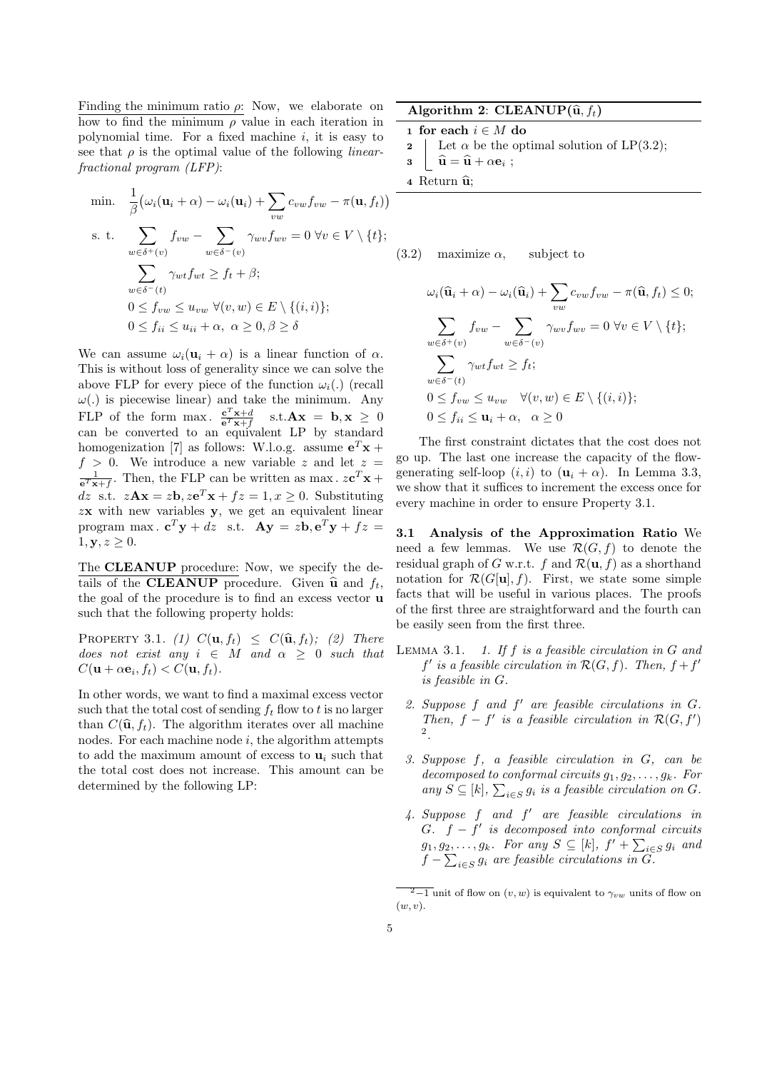Finding the minimum ratio $\rho$: Now, we elaborate on how to find the minimum $\rho$ value in each iteration in polynomial time. For a fixed machine $i$, it is easy to see that $\rho$ is the optimal value of the following *linear-fractional program (LFP)*:

$$
\begin{aligned}
\text{min.} \quad & \frac{1}{\beta}\big(\omega_i(\mathbf{u}_i+\alpha)-\omega_i(\mathbf{u}_i)+\sum_{vw} c_{vw}f_{vw}-\pi(\mathbf{u},f_t)\big) \\
\text{s. t.} \quad & \sum_{w\in\delta^+(v)} f_{vw} - \sum_{w\in\delta^-(v)} \gamma_{wv}f_{wv} = 0 \ \forall v\in V\setminus\{t\}; \\
& \sum_{w\in\delta^-(t)} \gamma_{wt}f_{wt} \geq f_t+\beta; \\
& 0\leq f_{vw}\leq u_{vw} \ \forall (v,w)\in E\setminus\{(i,i)\}; \\
& 0\leq f_{ii}\leq u_{ii}+\alpha,\ \alpha\geq 0, \beta\geq\delta
\end{aligned}
$$

We can assume $\omega_i(\mathbf{u}_i+\alpha)$ is a linear function of $\alpha$. This is without loss of generality since we can solve the above FLP for every piece of the function $\omega_i(.)$ (recall $\omega(.)$ is piecewise linear) and take the minimum. Any FLP of the form $\max.\ \frac{\mathbf{c}^T\mathbf{x}+d}{\mathbf{e}^T\mathbf{x}+f}$ s.t.$\mathbf{A}\mathbf{x}=\mathbf{b},\mathbf{x}\geq 0$ can be converted to an equivalent LP by standard homogenization [7] as follows: W.l.o.g. assume $\mathbf{e}^T\mathbf{x}+f>0$. We introduce a new variable $z$ and let $z=\frac{1}{\mathbf{e}^T\mathbf{x}+f}$. Then, the FLP can be written as $\max.\ z\mathbf{c}^T\mathbf{x}+dz$ s.t. $z\mathbf{A}\mathbf{x}=z\mathbf{b}, z\mathbf{e}^T\mathbf{x}+fz=1, x\geq 0$. Substituting $z\mathbf{x}$ with new variables $\mathbf{y}$, we get an equivalent linear program $\max.\ \mathbf{c}^T\mathbf{y}+dz$ s.t. $\mathbf{A}\mathbf{y}=z\mathbf{b},\mathbf{e}^T\mathbf{y}+fz=1,\mathbf{y},z\geq 0$.

The **CLEANUP** procedure: Now, we specify the details of the **CLEANUP** procedure. Given $\widehat{\mathbf{u}}$ and $f_t$, the goal of the procedure is to find an excess vector $\mathbf{u}$ such that the following property holds:

PROPERTY 3.1. *(1) $C(\mathbf{u},f_t)\leq C(\widehat{\mathbf{u}},f_t)$; (2) There does not exist any $i\in M$ and $\alpha\geq 0$ such that $C(\mathbf{u}+\alpha\mathbf{e}_i,f_t)<C(\mathbf{u},f_t)$.*

In other words, we want to find a maximal excess vector such that the total cost of sending $f_t$ flow to $t$ is no larger than $C(\widehat{\mathbf{u}},f_t)$. The algorithm iterates over all machine nodes. For each machine node $i$, the algorithm attempts to add the maximum amount of excess to $\mathbf{u}_i$ such that the total cost does not increase. This amount can be determined by the following LP:

**Algorithm 2**: **CLEANUP**($\widehat{\mathbf{u}}, f_t$)

```
1 for each i ∈ M do
2     Let α be the optimal solution of LP(3.2);
3     û = û + αe_i ;
4 Return û;
```

(3.2) maximize $\alpha$, subject to

$$
\begin{aligned}
& \omega_i(\widehat{\mathbf{u}}_i+\alpha)-\omega_i(\widehat{\mathbf{u}}_i)+\sum_{vw}c_{vw}f_{vw}-\pi(\widehat{\mathbf{u}},f_t)\leq 0; \\
& \sum_{w\in\delta^+(v)} f_{vw}-\sum_{w\in\delta^-(v)}\gamma_{wv}f_{wv}=0\ \forall v\in V\setminus\{t\}; \\
& \sum_{w\in\delta^-(t)}\gamma_{wt}f_{wt}\geq f_t; \\
& 0\leq f_{vw}\leq u_{vw}\quad \forall (v,w)\in E\setminus\{(i,i)\}; \\
& 0\leq f_{ii}\leq \mathbf{u}_i+\alpha,\quad \alpha\geq 0
\end{aligned}
$$

The first constraint dictates that the cost does not go up. The last one increase the capacity of the flow-generating self-loop $(i,i)$ to $(\mathbf{u}_i+\alpha)$. In Lemma 3.3, we show that it suffices to increment the excess once for every machine in order to ensure Property 3.1.

### 3.1 Analysis of the Approximation Ratio

We need a few lemmas. We use $\mathcal{R}(G,f)$ to denote the residual graph of $G$ w.r.t. $f$ and $\mathcal{R}(\mathbf{u},f)$ as a shorthand notation for $\mathcal{R}(G[\mathbf{u}],f)$. First, we state some simple facts that will be useful in various places. The proofs of the first three are straightforward and the fourth can be easily seen from the first three.

LEMMA 3.1.
1. *If $f$ is a feasible circulation in $G$ and $f'$ is a feasible circulation in $\mathcal{R}(G,f)$. Then, $f+f'$ is feasible in $G$.*
2. *Suppose $f$ and $f'$ are feasible circulations in $G$. Then, $f-f'$ is a feasible circulation in $\mathcal{R}(G,f')$ [2].*
3. *Suppose $f$, a feasible circulation in $G$, can be decomposed to conformal circuits $g_1,g_2,\ldots,g_k$. For any $S\subseteq[k]$, $\sum_{i\in S}g_i$ is a feasible circulation on $G$.*
4. *Suppose $f$ and $f'$ are feasible circulations in $G$. $f-f'$ is decomposed into conformal circuits $g_1,g_2,\ldots,g_k$. For any $S\subseteq[k]$, $f'+\sum_{i\in S}g_i$ and $f-\sum_{i\in S}g_i$ are feasible circulations in $G$.*

[2] $-1$ unit of flow on $(v,w)$ is equivalent to $\gamma_{vw}$ units of flow on $(w,v)$.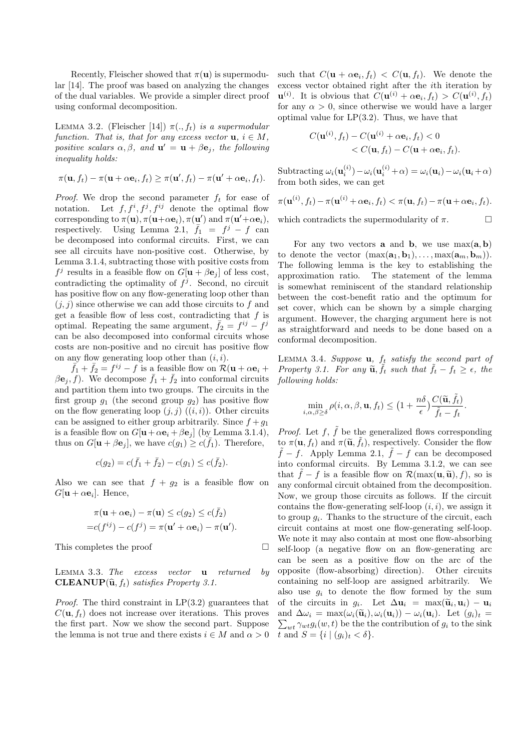Recently, Fleischer showed that $\pi(\mathbf{u})$ is supermodular [14]. The proof was based on analyzing the changes of the dual variables. We provide a simpler direct proof using conformal decomposition.

LEMMA 3.2. (Fleischer [14]) *$\pi(., f_t)$ is a supermodular function. That is, that for any excess vector $\mathbf{u}$, $i \in M$, positive scalars $\alpha, \beta$, and $\mathbf{u}' = \mathbf{u} + \beta \mathbf{e}_j$, the following inequality holds:*

$$\pi(\mathbf{u}, f_t) - \pi(\mathbf{u} + \alpha \mathbf{e}_i, f_t) \geq \pi(\mathbf{u}', f_t) - \pi(\mathbf{u}' + \alpha \mathbf{e}_i, f_t).$$

*Proof.* We drop the second parameter $f_t$ for ease of notation. Let $f, f^i, f^j, f^{ij}$ denote the optimal flow corresponding to $\pi(\mathbf{u}), \pi(\mathbf{u}+\alpha\mathbf{e}_i), \pi(\mathbf{u}')$ and $\pi(\mathbf{u}'+\alpha\mathbf{e}_i)$, respectively. Using Lemma 2.1, $\bar{f}_1 = f^j - f$ can be decomposed into conformal circuits. First, we can see all circuits have non-positive cost. Otherwise, by Lemma 3.1.4, subtracting those with positive costs from $f^j$ results in a feasible flow on $G[\mathbf{u}+\beta\mathbf{e}_j]$ of less cost, contradicting the optimality of $f^j$. Second, no circuit has positive flow on any flow-generating loop other than $(j, j)$ since otherwise we can add those circuits to $f$ and get a feasible flow of less cost, contradicting that $f$ is optimal. Repeating the same argument, $\bar{f}_2 = f^{ij} - f^j$ can be also decomposed into conformal circuits whose costs are non-positive and no circuit has positive flow on any flow generating loop other than $(i, i)$.

$\bar{f}_1 + \bar{f}_2 = f^{ij} - f$ is a feasible flow on $\mathcal{R}(\mathbf{u} + \alpha\mathbf{e}_i + \beta\mathbf{e}_j, f)$. We decompose $\bar{f}_1 + \bar{f}_2$ into conformal circuits and partition them into two groups. The circuits in the first group $g_1$ (the second group $g_2$) has positive flow on the flow generating loop $(j, j)$ $((i, i))$. Other circuits can be assigned to either group arbitrarily. Since $f + g_1$ is a feasible flow on $G[\mathbf{u}+\alpha\mathbf{e}_i+\beta\mathbf{e}_j]$ (by Lemma 3.1.4), thus on $G[\mathbf{u} + \beta\mathbf{e}_j]$, we have $c(g_1) \geq c(\bar{f}_1)$. Therefore,

$$c(g_2) = c(\bar{f}_1 + \bar{f}_2) - c(g_1) \leq c(\bar{f}_2).$$

Also we can see that $f + g_2$ is a feasible flow on $G[\mathbf{u} + \alpha\mathbf{e}_i]$. Hence,

$$\pi(\mathbf{u} + \alpha\mathbf{e}_i) - \pi(\mathbf{u}) \leq c(g_2) \leq c(\bar{f}_2)$$
$$= c(f^{ij}) - c(f^j) = \pi(\mathbf{u}' + \alpha\mathbf{e}_i) - \pi(\mathbf{u}').$$

This completes the proof $\square$

LEMMA 3.3. *The excess vector $\mathbf{u}$ returned by* **CLEANUP**$(\widehat{\mathbf{u}}, f_t)$ *satisfies Property 3.1.*

*Proof.* The third constraint in LP(3.2) guarantees that $C(\mathbf{u}, f_t)$ does not increase over iterations. This proves the first part. Now we show the second part. Suppose the lemma is not true and there exists $i \in M$ and $\alpha > 0$ such that $C(\mathbf{u} + \alpha\mathbf{e}_i, f_t) < C(\mathbf{u}, f_t)$. We denote the excess vector obtained right after the $i$th iteration by $\mathbf{u}^{(i)}$. It is obvious that $C(\mathbf{u}^{(i)} + \alpha\mathbf{e}_i, f_t) > C(\mathbf{u}^{(i)}, f_t)$ for any $\alpha > 0$, since otherwise we would have a larger optimal value for LP(3.2). Thus, we have that

$$C(\mathbf{u}^{(i)}, f_t) - C(\mathbf{u}^{(i)} + \alpha\mathbf{e}_i, f_t) < 0$$
$$< C(\mathbf{u}, f_t) - C(\mathbf{u} + \alpha\mathbf{e}_i, f_t).$$

Subtracting $\omega_i(\mathbf{u}_i^{(i)}) - \omega_i(\mathbf{u}_i^{(i)} + \alpha) = \omega_i(\mathbf{u}_i) - \omega_i(\mathbf{u}_i + \alpha)$ from both sides, we can get

$$\pi(\mathbf{u}^{(i)}, f_t) - \pi(\mathbf{u}^{(i)} + \alpha\mathbf{e}_i, f_t) < \pi(\mathbf{u}, f_t) - \pi(\mathbf{u} + \alpha\mathbf{e}_i, f_t).$$

which contradicts the supermodularity of $\pi$. $\square$

For any two vectors $\mathbf{a}$ and $\mathbf{b}$, we use $\max(\mathbf{a}, \mathbf{b})$ to denote the vector $(\max(\mathbf{a}_1, \mathbf{b}_1), \ldots, \max(\mathbf{a}_m, \mathbf{b}_m))$. The following lemma is the key to establishing the approximation ratio. The statement of the lemma is somewhat reminiscent of the standard relationship between the cost-benefit ratio and the optimum for set cover, which can be shown by a simple charging argument. However, the charging argument here is not as straightforward and needs to be done based on a conformal decomposition.

LEMMA 3.4. *Suppose $\mathbf{u}$, $f_t$ satisfy the second part of Property 3.1. For any $\widetilde{\mathbf{u}}, \tilde{f}_t$ such that $\tilde{f}_t - f_t \geq \epsilon$, the following holds:*

$$\min_{i,\alpha,\beta \geq \delta} \rho(i, \alpha, \beta, \mathbf{u}, f_t) \leq \big(1 + \frac{n\delta}{\epsilon}\big)\frac{C(\widetilde{\mathbf{u}}, \tilde{f}_t)}{\tilde{f}_t - f_t}.$$

*Proof.* Let $f$, $\tilde{f}$ be the generalized flows corresponding to $\pi(\mathbf{u}, f_t)$ and $\pi(\widetilde{\mathbf{u}}, \tilde{f}_t)$, respectively. Consider the flow $\tilde{f} - f$. Apply Lemma 2.1, $\tilde{f} - f$ can be decomposed into conformal circuits. By Lemma 3.1.2, we can see that $\tilde{f} - f$ is a feasible flow on $\mathcal{R}(\max(\mathbf{u}, \widetilde{\mathbf{u}}), f)$, so is any conformal circuit obtained from the decomposition. Now, we group those circuits as follows. If the circuit contains the flow-generating self-loop $(i, i)$, we assign it to group $g_i$. Thanks to the structure of the circuit, each circuit contains at most one flow-generating self-loop. We note it may also contain at most one flow-absorbing self-loop (a negative flow on an flow-generating arc can be seen as a positive flow on the arc of the opposite (flow-absorbing) direction). Other circuits containing no self-loop are assigned arbitrarily. We also use $g_i$ to denote the flow formed by the sum of the circuits in $g_i$. Let $\Delta\mathbf{u}_i = \max(\widetilde{\mathbf{u}}_i, \mathbf{u}_i) - \mathbf{u}_i$ and $\Delta\omega_i = \max(\omega_i(\widetilde{\mathbf{u}}_i), \omega_i(\mathbf{u}_i)) - \omega_i(\mathbf{u}_i)$. Let $(g_i)_t = \sum_{wt} \gamma_{wt} g_i(w, t)$ be the the contribution of $g_i$ to the sink $t$ and $S = \{i \mid (g_i)_t < \delta\}$.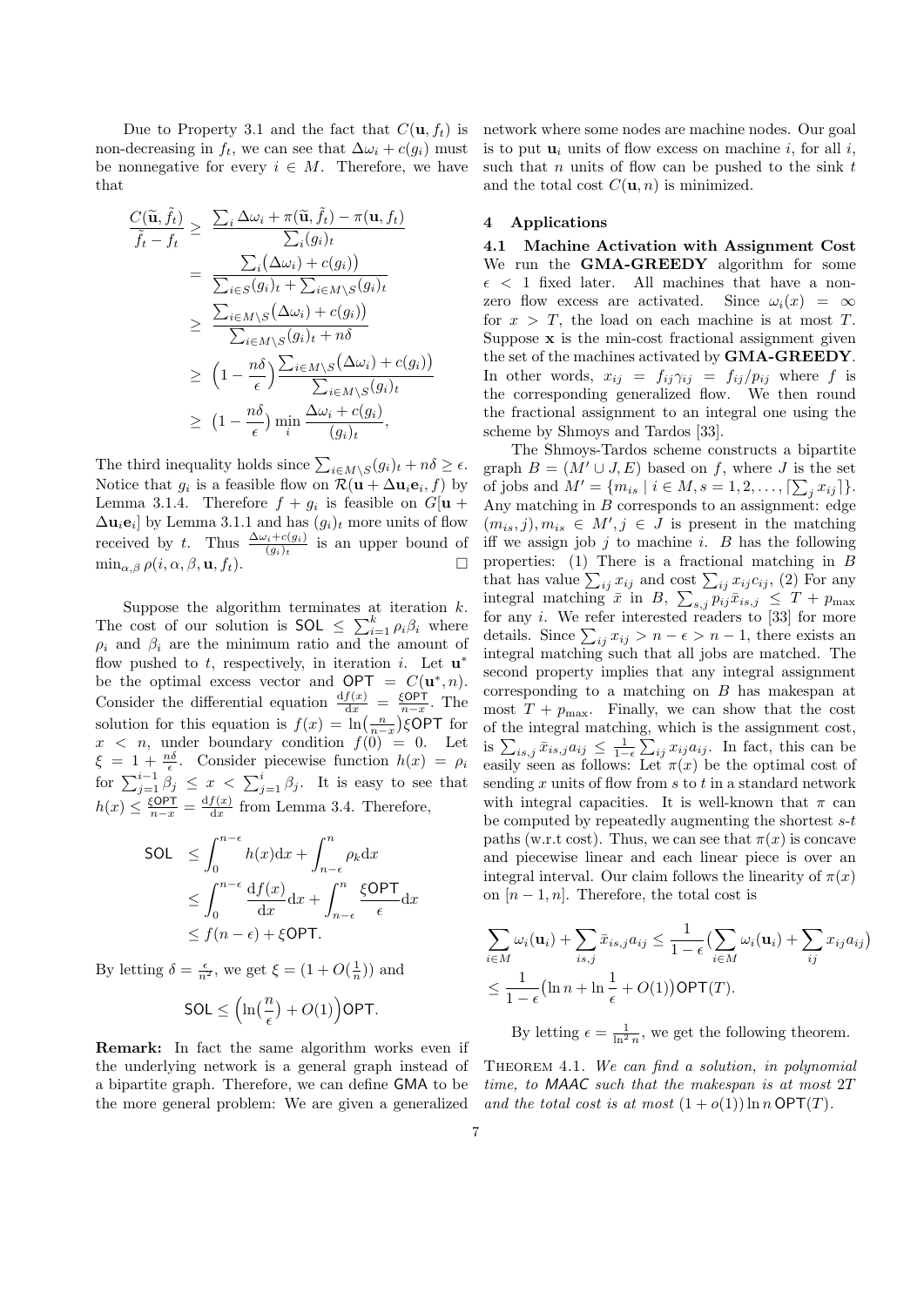Due to Property 3.1 and the fact that $C(\mathbf{u}, f_t)$ is non-decreasing in $f_t$, we can see that $\Delta\omega_i + c(g_i)$ must be nonnegative for every $i \in M$. Therefore, we have that

$$
\begin{aligned}
\frac{C(\tilde{\mathbf{u}}, \tilde{f}_t)}{\tilde{f}_t - f_t} &\geq \frac{\sum_i \Delta\omega_i + \pi(\tilde{\mathbf{u}}, \tilde{f}_t) - \pi(\mathbf{u}, f_t)}{\sum_i (g_i)_t} \\
&= \frac{\sum_i \big(\Delta\omega_i) + c(g_i)\big)}{\sum_{i \in S}(g_i)_t + \sum_{i \in M \setminus S}(g_i)_t} \\
&\geq \frac{\sum_{i \in M \setminus S}\big(\Delta\omega_i) + c(g_i)\big)}{\sum_{i \in M \setminus S}(g_i)_t + n\delta} \\
&\geq \Big(1 - \frac{n\delta}{\epsilon}\Big) \frac{\sum_{i \in M \setminus S}\big(\Delta\omega_i) + c(g_i)\big)}{\sum_{i \in M \setminus S}(g_i)_t} \\
&\geq \big(1 - \frac{n\delta}{\epsilon}\big) \min_i \frac{\Delta\omega_i + c(g_i)}{(g_i)_t},
\end{aligned}
$$

The third inequality holds since $\sum_{i \in M \setminus S}(g_i)_t + n\delta \geq \epsilon$. Notice that $g_i$ is a feasible flow on $\mathcal{R}(\mathbf{u} + \Delta\mathbf{u}_i \mathbf{e}_i, f)$ by Lemma 3.1.4. Therefore $f + g_i$ is feasible on $G[\mathbf{u} + \Delta\mathbf{u}_i \mathbf{e}_i]$ by Lemma 3.1.1 and has $(g_i)_t$ more units of flow received by $t$. Thus $\frac{\Delta\omega_i + c(g_i)}{(g_i)_t}$ is an upper bound of $\min_{\alpha,\beta} \rho(i, \alpha, \beta, \mathbf{u}, f_t)$. $\square$

Suppose the algorithm terminates at iteration $k$. The cost of our solution is $\mathsf{SOL} \leq \sum_{i=1}^{k} \rho_i \beta_i$ where $\rho_i$ and $\beta_i$ are the minimum ratio and the amount of flow pushed to $t$, respectively, in iteration $i$. Let $\mathbf{u}^*$ be the optimal excess vector and $\mathsf{OPT} = C(\mathbf{u}^*, n)$. Consider the differential equation $\frac{\mathrm{d}f(x)}{\mathrm{d}x} = \frac{\xi \mathsf{OPT}}{n - x}$. The solution for this equation is $f(x) = \ln\big(\frac{n}{n-x}\big)\xi\mathsf{OPT}$ for $x < n$, under boundary condition $f(0) = 0$. Let $\xi = 1 + \frac{n\delta}{\epsilon}$. Consider piecewise function $h(x) = \rho_i$ for $\sum_{j=1}^{i-1} \beta_j \leq x < \sum_{j=1}^{i} \beta_j$. It is easy to see that $h(x) \leq \frac{\xi \mathsf{OPT}}{n-x} = \frac{\mathrm{d}f(x)}{\mathrm{d}x}$ from Lemma 3.4. Therefore,

$$
\begin{aligned}
\mathsf{SOL} &\leq \int_0^{n-\epsilon} h(x)\mathrm{d}x + \int_{n-\epsilon}^{n} \rho_k \mathrm{d}x \\
&\leq \int_0^{n-\epsilon} \frac{\mathrm{d}f(x)}{\mathrm{d}x}\mathrm{d}x + \int_{n-\epsilon}^{n} \frac{\xi\mathsf{OPT}}{\epsilon}\mathrm{d}x \\
&\leq f(n-\epsilon) + \xi\mathsf{OPT}.
\end{aligned}
$$

By letting $\delta = \frac{\epsilon}{n^2}$, we get $\xi = (1 + O(\frac{1}{n}))$ and

$$
\mathsf{SOL} \leq \Big(\ln\big(\frac{n}{\epsilon}\big) + O(1)\Big)\mathsf{OPT}.
$$

**Remark:** In fact the same algorithm works even if the underlying network is a general graph instead of a bipartite graph. Therefore, we can define $\mathsf{GMA}$ to be the more general problem: We are given a generalized network where some nodes are machine nodes. Our goal is to put $\mathbf{u}_i$ units of flow excess on machine $i$, for all $i$, such that $n$ units of flow can be pushed to the sink $t$ and the total cost $C(\mathbf{u}, n)$ is minimized.

## 4 Applications

### 4.1 Machine Activation with Assignment Cost

We run the **GMA-GREEDY** algorithm for some $\epsilon < 1$ fixed later. All machines that have a non-zero flow excess are activated. Since $\omega_i(x) = \infty$ for $x > T$, the load on each machine is at most $T$. Suppose $\mathbf{x}$ is the min-cost fractional assignment given the set of the machines activated by **GMA-GREEDY**. In other words, $x_{ij} = f_{ij}\gamma_{ij} = f_{ij}/p_{ij}$ where $f$ is the corresponding generalized flow. We then round the fractional assignment to an integral one using the scheme by Shmoys and Tardos [33].

The Shmoys-Tardos scheme constructs a bipartite graph $B = (M' \cup J, E)$ based on $f$, where $J$ is the set of jobs and $M' = \{m_{is} \mid i \in M, s = 1, 2, \ldots, \lceil \sum_j x_{ij} \rceil\}$. Any matching in $B$ corresponds to an assignment: edge $(m_{is}, j), m_{is} \in M', j \in J$ is present in the matching iff we assign job $j$ to machine $i$. $B$ has the following properties: (1) There is a fractional matching in $B$ that has value $\sum_{ij} x_{ij}$ and cost $\sum_{ij} x_{ij}c_{ij}$, (2) For any integral matching $\bar{x}$ in $B$, $\sum_{s,j} p_{ij}\bar{x}_{is,j} \leq T + p_{\max}$ for any $i$. We refer interested readers to [33] for more details. Since $\sum_{ij} x_{ij} > n - \epsilon > n - 1$, there exists an integral matching such that all jobs are matched. The second property implies that any integral assignment corresponding to a matching on $B$ has makespan at most $T + p_{\max}$. Finally, we can show that the cost of the integral matching, which is the assignment cost, is $\sum_{is,j} \bar{x}_{is,j}a_{ij} \leq \frac{1}{1-\epsilon}\sum_{ij} x_{ij}a_{ij}$. In fact, this can be easily seen as follows: Let $\pi(x)$ be the optimal cost of sending $x$ units of flow from $s$ to $t$ in a standard network with integral capacities. It is well-known that $\pi$ can be computed by repeatedly augmenting the shortest $s$-$t$ paths (w.r.t cost). Thus, we can see that $\pi(x)$ is concave and piecewise linear and each linear piece is over an integral interval. Our claim follows the linearity of $\pi(x)$ on $[n-1, n]$. Therefore, the total cost is

$$
\begin{aligned}
&\sum_{i \in M} \omega_i(\mathbf{u}_i) + \sum_{is,j} \bar{x}_{is,j}a_{ij} \leq \frac{1}{1-\epsilon}\Big(\sum_{i \in M}\omega_i(\mathbf{u}_i) + \sum_{ij} x_{ij}a_{ij}\Big) \\
&\leq \frac{1}{1-\epsilon}\big(\ln n + \ln\frac{1}{\epsilon} + O(1)\big)\mathsf{OPT}(T).
\end{aligned}
$$

By letting $\epsilon = \frac{1}{\ln^2 n}$, we get the following theorem.

Theorem 4.1. *We can find a solution, in polynomial time, to MAAC such that the makespan is at most $2T$ and the total cost is at most $(1 + o(1)) \ln n\, \mathsf{OPT}(T)$.*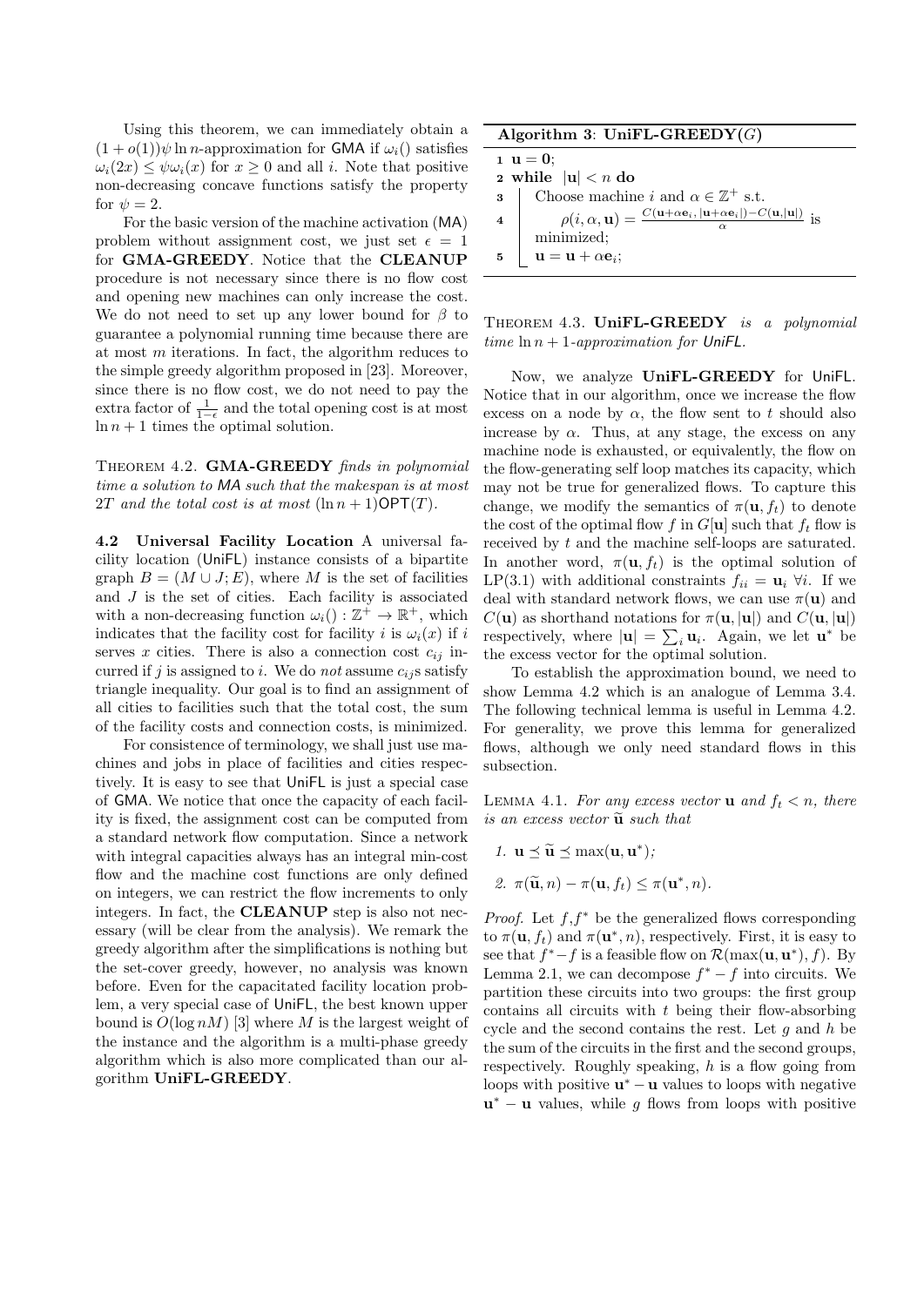Using this theorem, we can immediately obtain a $(1+o(1))\psi \ln n$-approximation for GMA if $\omega_i()$ satisfies $\omega_i(2x) \le \psi\omega_i(x)$ for $x \ge 0$ and all $i$. Note that positive non-decreasing concave functions satisfy the property for $\psi = 2$.

For the basic version of the machine activation (MA) problem without assignment cost, we just set $\epsilon = 1$ for **GMA-GREEDY**. Notice that the **CLEANUP** procedure is not necessary since there is no flow cost and opening new machines can only increase the cost. We do not need to set up any lower bound for $\beta$ to guarantee a polynomial running time because there are at most $m$ iterations. In fact, the algorithm reduces to the simple greedy algorithm proposed in [23]. Moreover, since there is no flow cost, we do not need to pay the extra factor of $\frac{1}{1-\epsilon}$ and the total opening cost is at most $\ln n + 1$ times the optimal solution.

THEOREM 4.2. *GMA-GREEDY finds in polynomial time a solution to MA such that the makespan is at most $2T$ and the total cost is at most $(\ln n+1)\mathsf{OPT}(T)$.*

**4.2 Universal Facility Location** A universal facility location (UniFL) instance consists of a bipartite graph $B = (M \cup J; E)$, where $M$ is the set of facilities and $J$ is the set of cities. Each facility is associated with a non-decreasing function $\omega_i() : \mathbb{Z}^+ \to \mathbb{R}^+$, which indicates that the facility cost for facility $i$ is $\omega_i(x)$ if $i$ serves $x$ cities. There is also a connection cost $c_{ij}$ incurred if $j$ is assigned to $i$. We do *not* assume $c_{ij}$s satisfy triangle inequality. Our goal is to find an assignment of all cities to facilities such that the total cost, the sum of the facility costs and connection costs, is minimized.

For consistence of terminology, we shall just use machines and jobs in place of facilities and cities respectively. It is easy to see that UniFL is just a special case of GMA. We notice that once the capacity of each facility is fixed, the assignment cost can be computed from a standard network flow computation. Since a network with integral capacities always has an integral min-cost flow and the machine cost functions are only defined on integers, we can restrict the flow increments to only integers. In fact, the **CLEANUP** step is also not necessary (will be clear from the analysis). We remark the greedy algorithm after the simplifications is nothing but the set-cover greedy, however, no analysis was known before. Even for the capacitated facility location problem, a very special case of UniFL, the best known upper bound is $O(\log nM)$ [3] where $M$ is the largest weight of the instance and the algorithm is a multi-phase greedy algorithm which is also more complicated than our algorithm **UniFL-GREEDY**.

**Algorithm 3**: **UniFL-GREEDY**$(G)$

```
1 u = 0;
2 while |u| < n do
3     Choose machine i and α ∈ Z+ s.t.
4         ρ(i, α, u) = (C(u + α e_i, |u + α e_i|) − C(u, |u|)) / α  is
          minimized;
5     u = u + α e_i;
```

THEOREM 4.3. *UniFL-GREEDY is a polynomial time $\ln n+1$-approximation for UniFL.*

Now, we analyze **UniFL-GREEDY** for UniFL. Notice that in our algorithm, once we increase the flow excess on a node by $\alpha$, the flow sent to $t$ should also increase by $\alpha$. Thus, at any stage, the excess on any machine node is exhausted, or equivalently, the flow on the flow-generating self loop matches its capacity, which may not be true for generalized flows. To capture this change, we modify the semantics of $\pi(\mathbf{u}, f_t)$ to denote the cost of the optimal flow $f$ in $G[\mathbf{u}]$ such that $f_t$ flow is received by $t$ and the machine self-loops are saturated. In another word, $\pi(\mathbf{u}, f_t)$ is the optimal solution of LP(3.1) with additional constraints $f_{ii} = \mathbf{u}_i \; \forall i$. If we deal with standard network flows, we can use $\pi(\mathbf{u})$ and $C(\mathbf{u})$ as shorthand notations for $\pi(\mathbf{u}, |\mathbf{u}|)$ and $C(\mathbf{u}, |\mathbf{u}|)$ respectively, where $|\mathbf{u}| = \sum_i \mathbf{u}_i$. Again, we let $\mathbf{u}^*$ be the excess vector for the optimal solution.

To establish the approximation bound, we need to show Lemma 4.2 which is an analogue of Lemma 3.4. The following technical lemma is useful in Lemma 4.2. For generality, we prove this lemma for generalized flows, although we only need standard flows in this subsection.

LEMMA 4.1. *For any excess vector $\mathbf{u}$ and $f_t < n$, there is an excess vector $\widetilde{\mathbf{u}}$ such that*

1. $\mathbf{u} \preceq \widetilde{\mathbf{u}} \preceq \max(\mathbf{u}, \mathbf{u}^*)$*;*
2. $\pi(\widetilde{\mathbf{u}}, n) - \pi(\mathbf{u}, f_t) \le \pi(\mathbf{u}^*, n)$*.*

*Proof.* Let $f, f^*$ be the generalized flows corresponding to $\pi(\mathbf{u}, f_t)$ and $\pi(\mathbf{u}^*, n)$, respectively. First, it is easy to see that $f^* - f$ is a feasible flow on $\mathcal{R}(\max(\mathbf{u}, \mathbf{u}^*), f)$. By Lemma 2.1, we can decompose $f^* - f$ into circuits. We partition these circuits into two groups: the first group contains all circuits with $t$ being their flow-absorbing cycle and the second contains the rest. Let $g$ and $h$ be the sum of the circuits in the first and the second groups, respectively. Roughly speaking, $h$ is a flow going from loops with positive $\mathbf{u}^* - \mathbf{u}$ values to loops with negative $\mathbf{u}^* - \mathbf{u}$ values, while $g$ flows from loops with positive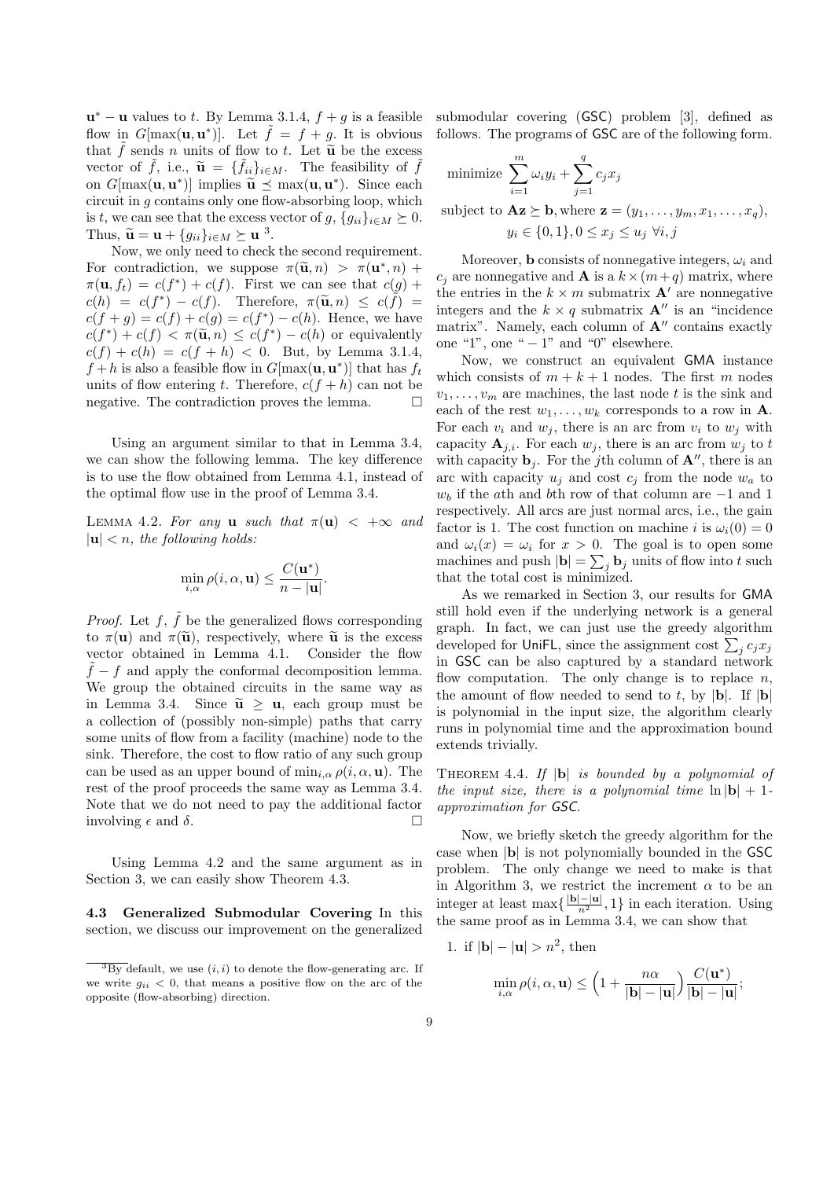$\mathbf{u}^* - \mathbf{u}$ values to $t$. By Lemma 3.1.4, $f + g$ is a feasible flow in $G[\max(\mathbf{u}, \mathbf{u}^*)]$. Let $\tilde{f} = f + g$. It is obvious that $\tilde{f}$ sends $n$ units of flow to $t$. Let $\widetilde{\mathbf{u}}$ be the excess vector of $\tilde{f}$, i.e., $\widetilde{\mathbf{u}} = \{\tilde{f}_{ii}\}_{i \in M}$. The feasibility of $\tilde{f}$ on $G[\max(\mathbf{u}, \mathbf{u}^*)]$ implies $\widetilde{\mathbf{u}} \preceq \max(\mathbf{u}, \mathbf{u}^*)$. Since each circuit in $g$ contains only one flow-absorbing loop, which is $t$, we can see that the excess vector of $g$, $\{g_{ii}\}_{i \in M} \succeq 0$. Thus, $\widetilde{\mathbf{u}} = \mathbf{u} + \{g_{ii}\}_{i \in M} \succeq \mathbf{u}$ [3].

Now, we only need to check the second requirement. For contradiction, we suppose $\pi(\widetilde{\mathbf{u}}, n) > \pi(\mathbf{u}^*, n) + \pi(\mathbf{u}, f_t) = c(f^*) + c(f)$. First we can see that $c(g) + c(h) = c(f^*) - c(f)$. Therefore, $\pi(\widetilde{\mathbf{u}}, n) \leq c(\tilde{f}) = c(f + g) = c(f) + c(g) = c(f^*) - c(h)$. Hence, we have $c(f^*) + c(f) < \pi(\widetilde{\mathbf{u}}, n) \leq c(f^*) - c(h)$ or equivalently $c(f) + c(h) = c(f + h) < 0$. But, by Lemma 3.1.4, $f + h$ is also a feasible flow in $G[\max(\mathbf{u}, \mathbf{u}^*)]$ that has $f_t$ units of flow entering $t$. Therefore, $c(f + h)$ can not be negative. The contradiction proves the lemma. □

Using an argument similar to that in Lemma 3.4, we can show the following lemma. The key difference is to use the flow obtained from Lemma 4.1, instead of the optimal flow use in the proof of Lemma 3.4.

Lemma 4.2. *For any $\mathbf{u}$ such that $\pi(\mathbf{u}) < +\infty$ and $|\mathbf{u}| < n$, the following holds:*

$$\min_{i,\alpha} \rho(i, \alpha, \mathbf{u}) \leq \frac{C(\mathbf{u}^*)}{n - |\mathbf{u}|}.$$

*Proof.* Let $f$, $\tilde{f}$ be the generalized flows corresponding to $\pi(\mathbf{u})$ and $\pi(\widetilde{\mathbf{u}})$, respectively, where $\widetilde{\mathbf{u}}$ is the excess vector obtained in Lemma 4.1. Consider the flow $\tilde{f} - f$ and apply the conformal decomposition lemma. We group the obtained circuits in the same way as in Lemma 3.4. Since $\widetilde{\mathbf{u}} \geq \mathbf{u}$, each group must be a collection of (possibly non-simple) paths that carry some units of flow from a facility (machine) node to the sink. Therefore, the cost to flow ratio of any such group can be used as an upper bound of $\min_{i,\alpha} \rho(i, \alpha, \mathbf{u})$. The rest of the proof proceeds the same way as Lemma 3.4. Note that we do not need to pay the additional factor involving $\epsilon$ and $\delta$. □

Using Lemma 4.2 and the same argument as in Section 3, we can easily show Theorem 4.3.

**4.3 Generalized Submodular Covering** In this section, we discuss our improvement on the generalized submodular covering (GSC) problem [3], defined as follows. The programs of GSC are of the following form.

$$\text{minimize } \sum_{i=1}^{m} \omega_i y_i + \sum_{j=1}^{q} c_j x_j$$

$$\text{subject to } \mathbf{A}\mathbf{z} \succeq \mathbf{b}, \text{where } \mathbf{z} = (y_1, \ldots, y_m, x_1, \ldots, x_q),$$
$$y_i \in \{0, 1\}, 0 \leq x_j \leq u_j \ \forall i, j$$

Moreover, $\mathbf{b}$ consists of nonnegative integers, $\omega_i$ and $c_j$ are nonnegative and $\mathbf{A}$ is a $k \times (m + q)$ matrix, where the entries in the $k \times m$ submatrix $\mathbf{A}'$ are nonnegative integers and the $k \times q$ submatrix $\mathbf{A}''$ is an "incidence matrix". Namely, each column of $\mathbf{A}''$ contains exactly one "1", one "$-1$" and "0" elsewhere.

Now, we construct an equivalent GMA instance which consists of $m + k + 1$ nodes. The first $m$ nodes $v_1, \ldots, v_m$ are machines, the last node $t$ is the sink and each of the rest $w_1, \ldots, w_k$ corresponds to a row in $\mathbf{A}$. For each $v_i$ and $w_j$, there is an arc from $v_i$ to $w_j$ with capacity $\mathbf{A}_{j,i}$. For each $w_j$, there is an arc from $w_j$ to $t$ with capacity $\mathbf{b}_j$. For the $j$th column of $\mathbf{A}''$, there is an arc with capacity $u_j$ and cost $c_j$ from the node $w_a$ to $w_b$ if the $a$th and $b$th row of that column are $-1$ and $1$ respectively. All arcs are just normal arcs, i.e., the gain factor is 1. The cost function on machine $i$ is $\omega_i(0) = 0$ and $\omega_i(x) = \omega_i$ for $x > 0$. The goal is to open some machines and push $|\mathbf{b}| = \sum_j \mathbf{b}_j$ units of flow into $t$ such that the total cost is minimized.

As we remarked in Section 3, our results for GMA still hold even if the underlying network is a general graph. In fact, we can just use the greedy algorithm developed for UniFL, since the assignment cost $\sum_j c_j x_j$ in GSC can be also captured by a standard network flow computation. The only change is to replace $n$, the amount of flow needed to send to $t$, by $|\mathbf{b}|$. If $|\mathbf{b}|$ is polynomial in the input size, the algorithm clearly runs in polynomial time and the approximation bound extends trivially.

Theorem 4.4. *If $|\mathbf{b}|$ is bounded by a polynomial of the input size, there is a polynomial time $\ln |\mathbf{b}| + 1$-approximation for GSC.*

Now, we briefly sketch the greedy algorithm for the case when $|\mathbf{b}|$ is not polynomially bounded in the GSC problem. The only change we need to make is that in Algorithm 3, we restrict the increment $\alpha$ to be an integer at least $\max\{\frac{|\mathbf{b}| - |\mathbf{u}|}{n^2}, 1\}$ in each iteration. Using the same proof as in Lemma 3.4, we can show that

1. if $|\mathbf{b}| - |\mathbf{u}| > n^2$, then

$$\min_{i,\alpha} \rho(i, \alpha, \mathbf{u}) \leq \left(1 + \frac{n\alpha}{|\mathbf{b}| - |\mathbf{u}|}\right) \frac{C(\mathbf{u}^*)}{|\mathbf{b}| - |\mathbf{u}|};$$

[3] By default, we use $(i, i)$ to denote the flow-generating arc. If we write $g_{ii} < 0$, that means a positive flow on the arc of the opposite (flow-absorbing) direction.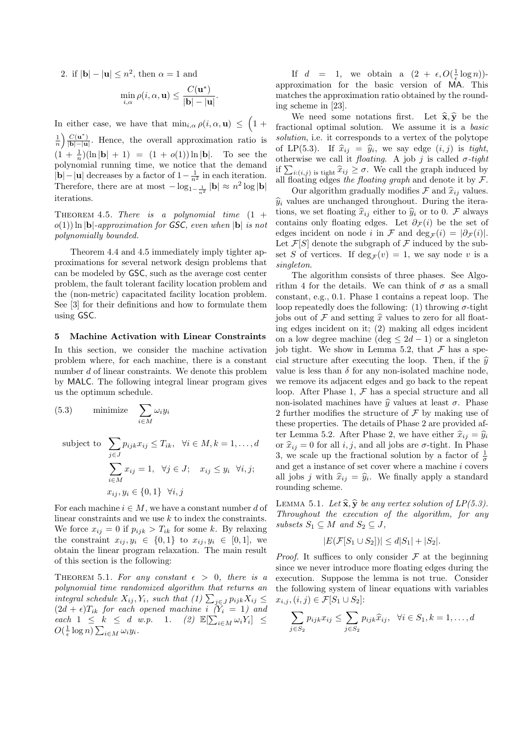2. if $|\mathbf{b}| - |\mathbf{u}| \leq n^2$, then $\alpha = 1$ and

$$\min_{i,\alpha} \rho(i, \alpha, \mathbf{u}) \leq \frac{C(\mathbf{u}^*)}{|\mathbf{b}| - |\mathbf{u}|}.$$

In either case, we have that $\min_{i,\alpha} \rho(i, \alpha, \mathbf{u}) \leq \Big(1 + \frac{1}{n}\Big)\frac{C(\mathbf{u}^*)}{|\mathbf{b}|-|\mathbf{u}|}$. Hence, the overall approximation ratio is $(1 + \frac{1}{n})(\ln|\mathbf{b}| + 1) = (1 + o(1)) \ln |\mathbf{b}|$. To see the polynomial running time, we notice that the demand $|\mathbf{b}|-|\mathbf{u}|$ decreases by a factor of $1-\frac{1}{n^2}$ in each iteration. Therefore, there are at most $-\log_{1-\frac{1}{n^2}} |\mathbf{b}| \approx n^2 \log |\mathbf{b}|$ iterations.

THEOREM 4.5. *There is a polynomial time $(1 + o(1)) \ln |\mathbf{b}|$-approximation for GSC, even when $|\mathbf{b}|$ is not polynomially bounded.*

Theorem 4.4 and 4.5 immediately imply tighter approximations for several network design problems that can be modeled by GSC, such as the average cost center problem, the fault tolerant facility location problem and the (non-metric) capacitated facility location problem. See [3] for their definitions and how to formulate them using GSC.

## 5 Machine Activation with Linear Constraints

In this section, we consider the machine activation problem where, for each machine, there is a constant number $d$ of linear constraints. We denote this problem by MALC. The following integral linear program gives us the optimum schedule.

$$\text{(5.3)} \qquad \text{minimize} \quad \sum_{i\in M} \omega_i y_i$$

$$\text{subject to} \quad \sum_{j\in J} p_{ijk} x_{ij} \leq T_{ik}, \quad \forall i \in M, k = 1, \ldots, d$$

$$\sum_{i\in M} x_{ij} = 1, \quad \forall j \in J; \quad x_{ij} \leq y_i \quad \forall i, j;$$

$$x_{ij}, y_i \in \{0, 1\} \quad \forall i, j$$

For each machine $i \in M$, we have a constant number $d$ of linear constraints and we use $k$ to index the constraints. We force $x_{ij} = 0$ if $p_{ijk} > T_{ik}$ for some $k$. By relaxing the constraint $x_{ij}, y_i \in \{0, 1\}$ to $x_{ij}, y_i \in [0, 1]$, we obtain the linear program relaxation. The main result of this section is the following:

THEOREM 5.1. *For any constant $\epsilon > 0$, there is a polynomial time randomized algorithm that returns an integral schedule $X_{ij}, Y_i$, such that (1) $\sum_{j\in J} p_{ijk}X_{ij} \leq (2d + \epsilon)T_{ik}$ for each opened machine $i$ ($Y_i = 1$) and each $1 \leq k \leq d$ w.p. 1. (2) $\mathbb{E}[\sum_{i\in M} \omega_i Y_i] \leq O(\frac{1}{\epsilon}\log n) \sum_{i\in M} \omega_i y_i$.*

If $d = 1$, we obtain a $(2 + \epsilon, O(\frac{1}{\epsilon} \log n))$-approximation for the basic version of MA. This matches the approximation ratio obtained by the rounding scheme in [23].

We need some notations first. Let $\widehat{\mathbf{x}}, \widehat{\mathbf{y}}$ be the fractional optimal solution. We assume it is a *basic solution*, i.e. it corresponds to a vertex of the polytope of LP(5.3). If $\widehat{x}_{ij} = \widehat{y}_i$, we say edge $(i, j)$ is *tight*, otherwise we call it *floating*. A job $j$ is called $\sigma$*-tight* if $\sum_{i:(i,j) \text{ is tight}} \widehat{x}_{ij} \geq \sigma$. We call the graph induced by all floating edges *the floating graph* and denote it by $\mathcal{F}$.

Our algorithm gradually modifies $\mathcal{F}$ and $\widehat{x}_{ij}$ values. $\widehat{y}_i$ values are unchanged throughout. During the iterations, we set floating $\widehat{x}_{ij}$ either to $\widehat{y}_i$ or to 0. $\mathcal{F}$ always contains only floating edges. Let $\partial_{\mathcal{F}}(i)$ be the set of edges incident on node $i$ in $\mathcal{F}$ and $\deg_{\mathcal{F}}(i) = |\partial_{\mathcal{F}}(i)|$. Let $\mathcal{F}[S]$ denote the subgraph of $\mathcal{F}$ induced by the subset $S$ of vertices. If $\deg_{\mathcal{F}}(v) = 1$, we say node $v$ is a *singleton*.

The algorithm consists of three phases. See Algorithm 4 for the details. We can think of $\sigma$ as a small constant, e.g., 0.1. Phase 1 contains a repeat loop. The loop repeatedly does the following: (1) throwing $\sigma$-tight jobs out of $\mathcal{F}$ and setting $\widehat{x}$ values to zero for all floating edges incident on it; (2) making all edges incident on a low degree machine ($\deg \leq 2d - 1$) or a singleton job tight. We show in Lemma 5.2, that $\mathcal{F}$ has a special structure after executing the loop. Then, if the $\widehat{y}$ value is less than $\delta$ for any non-isolated machine node, we remove its adjacent edges and go back to the repeat loop. After Phase 1, $\mathcal{F}$ has a special structure and all non-isolated machines have $\widehat{y}$ values at least $\sigma$. Phase 2 further modifies the structure of $\mathcal{F}$ by making use of these properties. The details of Phase 2 are provided after Lemma 5.2. After Phase 2, we have either $\widehat{x}_{ij} = \widehat{y}_i$ or $\widehat{x}_{ij} = 0$ for all $i, j$, and all jobs are $\sigma$-tight. In Phase 3, we scale up the fractional solution by a factor of $\frac{1}{\sigma}$ and get a instance of set cover where a machine $i$ covers all jobs $j$ with $\widehat{x}_{ij} = \widehat{y}_i$. We finally apply a standard rounding scheme.

LEMMA 5.1. *Let $\widehat{\mathbf{x}}, \widehat{\mathbf{y}}$ be any vertex solution of LP(5.3). Throughout the execution of the algorithm, for any subsets $S_1 \subseteq M$ and $S_2 \subseteq J$,*

$$|E(\mathcal{F}[S_1 \cup S_2])| \leq d|S_1| + |S_2|.$$

*Proof.* It suffices to only consider $\mathcal{F}$ at the beginning since we never introduce more floating edges during the execution. Suppose the lemma is not true. Consider the following system of linear equations with variables $x_{i,j}, (i, j) \in \mathcal{F}[S_1 \cup S_2]$:

$$\sum_{j\in S_2} p_{ijk}x_{ij} \leq \sum_{j\in S_2} p_{ijk}\widehat{x}_{ij}, \quad \forall i \in S_1, k = 1, \ldots, d$$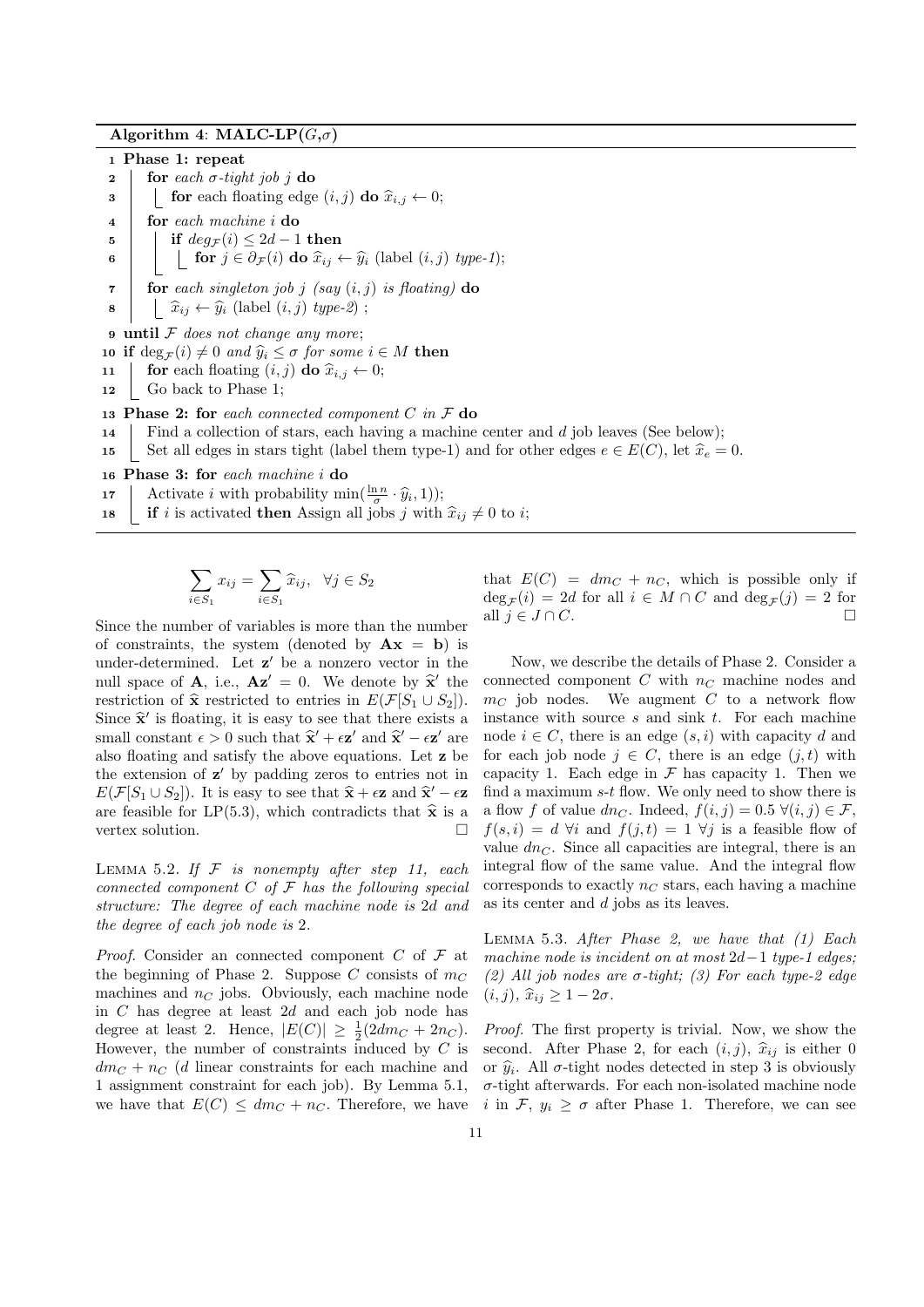**Algorithm 4**: **MALC-LP($G$,$\sigma$)**

```
1  Phase 1: repeat
2      for each σ-tight job j do
3          for each floating edge (i,j) do x̂_{i,j} ← 0;
4      for each machine i do
5          if deg_F(i) ≤ 2d − 1 then
6              for j ∈ ∂_F(i) do x̂_{ij} ← ŷ_i (label (i,j) type-1);
7      for each singleton job j (say (i,j) is floating) do
8          x̂_{ij} ← ŷ_i (label (i,j) type-2) ;
9  until F does not change any more;
10 if deg_F(i) ≠ 0 and ŷ_i ≤ σ for some i ∈ M then
11     for each floating (i,j) do x̂_{i,j} ← 0;
12     Go back to Phase 1;
13 Phase 2: for each connected component C in F do
14     Find a collection of stars, each having a machine center and d job leaves (See below);
15     Set all edges in stars tight (label them type-1) and for other edges e ∈ E(C), let x̂_e = 0.
16 Phase 3: for each machine i do
17     Activate i with probability min((ln n / σ) · ŷ_i, 1));
18     if i is activated then Assign all jobs j with x̂_{ij} ≠ 0 to i;
```

$$\sum_{i\in S_1} x_{ij} = \sum_{i\in S_1} \widehat{x}_{ij}, \quad \forall j \in S_2$$

Since the number of variables is more than the number of constraints, the system (denoted by $\mathbf{Ax} = \mathbf{b}$) is under-determined. Let $\mathbf{z}'$ be a nonzero vector in the null space of $\mathbf{A}$, i.e., $\mathbf{Az}' = 0$. We denote by $\widehat{\mathbf{x}}'$ the restriction of $\widehat{\mathbf{x}}$ restricted to entries in $E(\mathcal{F}[S_1 \cup S_2])$. Since $\widehat{\mathbf{x}}'$ is floating, it is easy to see that there exists a small constant $\epsilon > 0$ such that $\widehat{\mathbf{x}}' + \epsilon\mathbf{z}'$ and $\widehat{\mathbf{x}}' - \epsilon\mathbf{z}'$ are also floating and satisfy the above equations. Let $\mathbf{z}$ be the extension of $\mathbf{z}'$ by padding zeros to entries not in $E(\mathcal{F}[S_1 \cup S_2])$. It is easy to see that $\widehat{\mathbf{x}} + \epsilon\mathbf{z}$ and $\widehat{\mathbf{x}}' - \epsilon\mathbf{z}$ are feasible for LP(5.3), which contradicts that $\widehat{\mathbf{x}}$ is a vertex solution. □

Lemma 5.2. *If $\mathcal{F}$ is nonempty after step 11, each connected component $C$ of $\mathcal{F}$ has the following special structure: The degree of each machine node is $2d$ and the degree of each job node is 2.*

*Proof.* Consider an connected component $C$ of $\mathcal{F}$ at the beginning of Phase 2. Suppose $C$ consists of $m_C$ machines and $n_C$ jobs. Obviously, each machine node in $C$ has degree at least $2d$ and each job node has degree at least 2. Hence, $|E(C)| \geq \frac{1}{2}(2dm_C + 2n_C)$. However, the number of constraints induced by $C$ is $dm_C + n_C$ ($d$ linear constraints for each machine and 1 assignment constraint for each job). By Lemma 5.1, we have that $E(C) \leq dm_C + n_C$. Therefore, we have that $E(C) = dm_C + n_C$, which is possible only if $\deg_{\mathcal{F}}(i) = 2d$ for all $i \in M \cap C$ and $\deg_{\mathcal{F}}(j) = 2$ for all $j \in J \cap C$. □

Now, we describe the details of Phase 2. Consider a connected component $C$ with $n_C$ machine nodes and $m_C$ job nodes. We augment $C$ to a network flow instance with source $s$ and sink $t$. For each machine node $i \in C$, there is an edge $(s,i)$ with capacity $d$ and for each job node $j \in C$, there is an edge $(j,t)$ with capacity 1. Each edge in $\mathcal{F}$ has capacity 1. Then we find a maximum $s$-$t$ flow. We only need to show there is a flow $f$ of value $dn_C$. Indeed, $f(i,j) = 0.5\ \forall (i,j) \in \mathcal{F}$, $f(s,i) = d\ \forall i$ and $f(j,t) = 1\ \forall j$ is a feasible flow of value $dn_C$. Since all capacities are integral, there is an integral flow of the same value. And the integral flow corresponds to exactly $n_C$ stars, each having a machine as its center and $d$ jobs as its leaves.

Lemma 5.3. *After Phase 2, we have that (1) Each machine node is incident on at most $2d-1$ type-1 edges; (2) All job nodes are $\sigma$-tight; (3) For each type-2 edge $(i,j)$, $\widehat{x}_{ij} \geq 1 - 2\sigma$.*

*Proof.* The first property is trivial. Now, we show the second. After Phase 2, for each $(i,j)$, $\widehat{x}_{ij}$ is either 0 or $\widehat{y}_i$. All $\sigma$-tight nodes detected in step 3 is obviously $\sigma$-tight afterwards. For each non-isolated machine node $i$ in $\mathcal{F}$, $y_i \geq \sigma$ after Phase 1. Therefore, we can see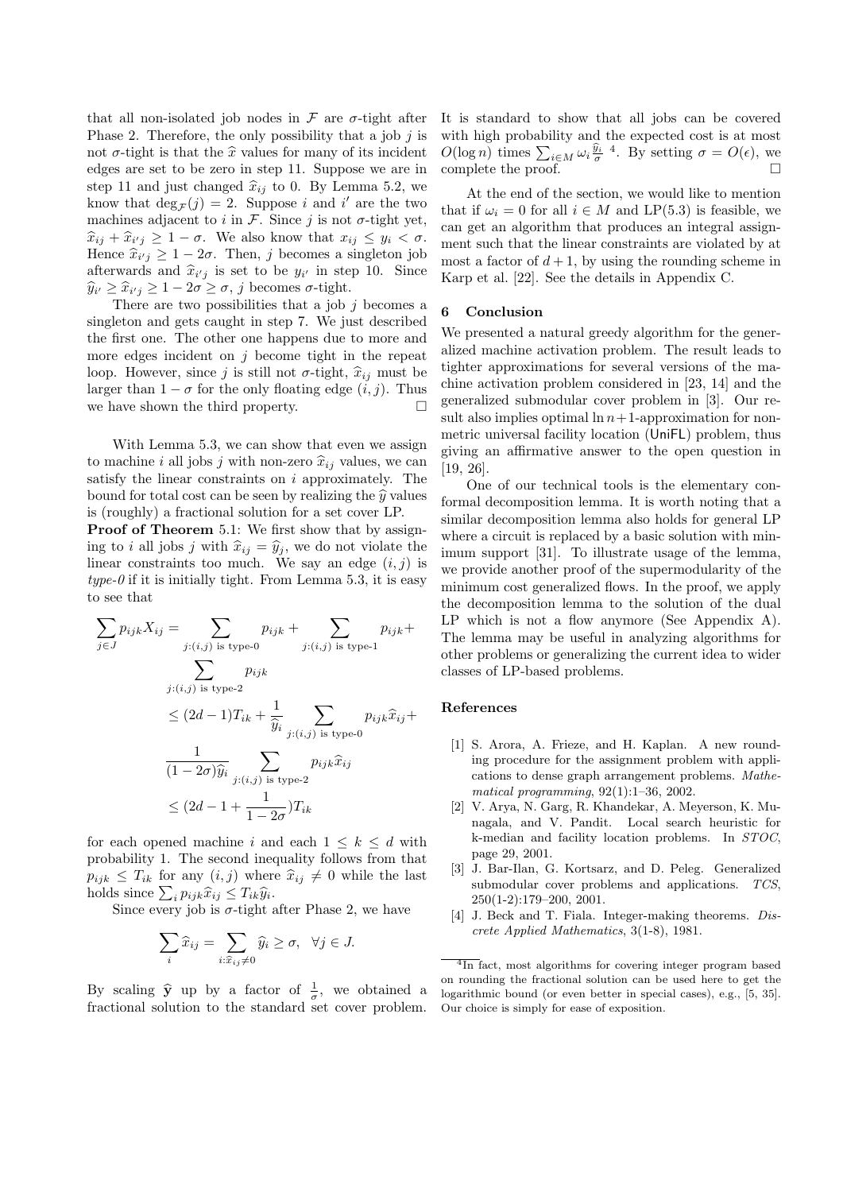that all non-isolated job nodes in $\mathcal{F}$ are $\sigma$-tight after Phase 2. Therefore, the only possibility that a job $j$ is not $\sigma$-tight is that the $\widehat{x}$ values for many of its incident edges are set to be zero in step 11. Suppose we are in step 11 and just changed $\widehat{x}_{ij}$ to 0. By Lemma 5.2, we know that $\deg_{\mathcal{F}}(j) = 2$. Suppose $i$ and $i'$ are the two machines adjacent to $i$ in $\mathcal{F}$. Since $j$ is not $\sigma$-tight yet, $\widehat{x}_{ij} + \widehat{x}_{i'j} \geq 1 - \sigma$. We also know that $x_{ij} \leq y_i < \sigma$. Hence $\widehat{x}_{i'j} \geq 1 - 2\sigma$. Then, $j$ becomes a singleton job afterwards and $\widehat{x}_{i'j}$ is set to be $y_{i'}$ in step 10. Since $\widehat{y}_{i'} \geq \widehat{x}_{i'j} \geq 1 - 2\sigma \geq \sigma$, $j$ becomes $\sigma$-tight.

There are two possibilities that a job $j$ becomes a singleton and gets caught in step 7. We just described the first one. The other one happens due to more and more edges incident on $j$ become tight in the repeat loop. However, since $j$ is still not $\sigma$-tight, $\widehat{x}_{ij}$ must be larger than $1 - \sigma$ for the only floating edge $(i, j)$. Thus we have shown the third property. $\square$

With Lemma 5.3, we can show that even we assign to machine $i$ all jobs $j$ with non-zero $\widehat{x}_{ij}$ values, we can satisfy the linear constraints on $i$ approximately. The bound for total cost can be seen by realizing the $\widehat{y}$ values is (roughly) a fractional solution for a set cover LP.

**Proof of Theorem** 5.1: We first show that by assigning to $i$ all jobs $j$ with $\widehat{x}_{ij} = \widehat{y}_j$, we do not violate the linear constraints too much. We say an edge $(i, j)$ is *type-0* if it is initially tight. From Lemma 5.3, it is easy to see that

$$
\begin{aligned}
\sum_{j \in J} p_{ijk} X_{ij} &= \sum_{j:(i,j) \text{ is type-0}} p_{ijk} + \sum_{j:(i,j) \text{ is type-1}} p_{ijk} + \sum_{j:(i,j) \text{ is type-2}} p_{ijk} \\
&\leq (2d-1) T_{ik} + \frac{1}{\widehat{y}_i} \sum_{j:(i,j) \text{ is type-0}} p_{ijk} \widehat{x}_{ij} + \frac{1}{(1-2\sigma)\widehat{y}_i} \sum_{j:(i,j) \text{ is type-2}} p_{ijk} \widehat{x}_{ij} \\
&\leq (2d - 1 + \frac{1}{1-2\sigma}) T_{ik}
\end{aligned}
$$

for each opened machine $i$ and each $1 \leq k \leq d$ with probability 1. The second inequality follows from that $p_{ijk} \leq T_{ik}$ for any $(i, j)$ where $\widehat{x}_{ij} \neq 0$ while the last holds since $\sum_i p_{ijk} \widehat{x}_{ij} \leq T_{ik} \widehat{y}_i$.

Since every job is $\sigma$-tight after Phase 2, we have

$$
\sum_i \widehat{x}_{ij} = \sum_{i:\widehat{x}_{ij} \neq 0} \widehat{y}_i \geq \sigma, \quad \forall j \in J.
$$

By scaling $\widehat{\mathbf{y}}$ up by a factor of $\frac{1}{\sigma}$, we obtained a fractional solution to the standard set cover problem. It is standard to show that all jobs can be covered with high probability and the expected cost is at most $O(\log n)$ times $\sum_{i \in M} \omega_i \frac{\widehat{y}_i}{\sigma}$ [4]. By setting $\sigma = O(\epsilon)$, we complete the proof. $\square$

At the end of the section, we would like to mention that if $\omega_i = 0$ for all $i \in M$ and LP(5.3) is feasible, we can get an algorithm that produces an integral assignment such that the linear constraints are violated by at most a factor of $d + 1$, by using the rounding scheme in Karp et al. [22]. See the details in Appendix C.

## 6 Conclusion

We presented a natural greedy algorithm for the generalized machine activation problem. The result leads to tighter approximations for several versions of the machine activation problem considered in [23, 14] and the generalized submodular cover problem in [3]. Our result also implies optimal $\ln n + 1$-approximation for non-metric universal facility location (UniFL) problem, thus giving an affirmative answer to the open question in [19, 26].

One of our technical tools is the elementary conformal decomposition lemma. It is worth noting that a similar decomposition lemma also holds for general LP where a circuit is replaced by a basic solution with minimum support [31]. To illustrate usage of the lemma, we provide another proof of the supermodularity of the minimum cost generalized flows. In the proof, we apply the decomposition lemma to the solution of the dual LP which is not a flow anymore (See Appendix A). The lemma may be useful in analyzing algorithms for other problems or generalizing the current idea to wider classes of LP-based problems.

## References

[1] S. Arora, A. Frieze, and H. Kaplan. A new rounding procedure for the assignment problem with applications to dense graph arrangement problems. *Mathematical programming*, 92(1):1–36, 2002.

[2] V. Arya, N. Garg, R. Khandekar, A. Meyerson, K. Munagala, and V. Pandit. Local search heuristic for k-median and facility location problems. In *STOC*, page 29, 2001.

[3] J. Bar-Ilan, G. Kortsarz, and D. Peleg. Generalized submodular cover problems and applications. *TCS*, 250(1-2):179–200, 2001.

[4] J. Beck and T. Fiala. Integer-making theorems. *Discrete Applied Mathematics*, 3(1-8), 1981.

[4] In fact, most algorithms for covering integer program based on rounding the fractional solution can be used here to get the logarithmic bound (or even better in special cases), e.g., [5, 35]. Our choice is simply for ease of exposition.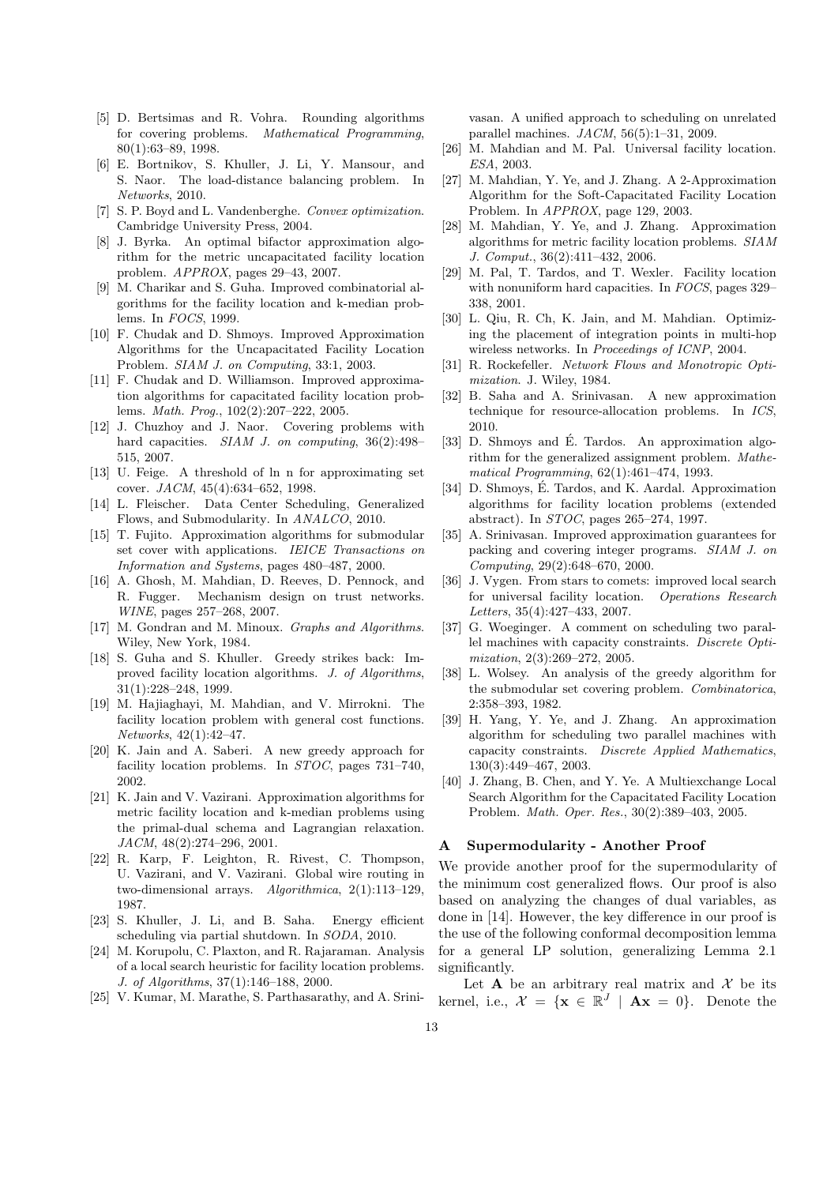[5] D. Bertsimas and R. Vohra. Rounding algorithms for covering problems. *Mathematical Programming*, 80(1):63–89, 1998.

[6] E. Bortnikov, S. Khuller, J. Li, Y. Mansour, and S. Naor. The load-distance balancing problem. In *Networks*, 2010.

[7] S. P. Boyd and L. Vandenberghe. *Convex optimization*. Cambridge University Press, 2004.

[8] J. Byrka. An optimal bifactor approximation algorithm for the metric uncapacitated facility location problem. *APPROX*, pages 29–43, 2007.

[9] M. Charikar and S. Guha. Improved combinatorial algorithms for the facility location and k-median problems. In *FOCS*, 1999.

[10] F. Chudak and D. Shmoys. Improved Approximation Algorithms for the Uncapacitated Facility Location Problem. *SIAM J. on Computing*, 33:1, 2003.

[11] F. Chudak and D. Williamson. Improved approximation algorithms for capacitated facility location problems. *Math. Prog.*, 102(2):207–222, 2005.

[12] J. Chuzhoy and J. Naor. Covering problems with hard capacities. *SIAM J. on computing*, 36(2):498–515, 2007.

[13] U. Feige. A threshold of ln n for approximating set cover. *JACM*, 45(4):634–652, 1998.

[14] L. Fleischer. Data Center Scheduling, Generalized Flows, and Submodularity. In *ANALCO*, 2010.

[15] T. Fujito. Approximation algorithms for submodular set cover with applications. *IEICE Transactions on Information and Systems*, pages 480–487, 2000.

[16] A. Ghosh, M. Mahdian, D. Reeves, D. Pennock, and R. Fugger. Mechanism design on trust networks. *WINE*, pages 257–268, 2007.

[17] M. Gondran and M. Minoux. *Graphs and Algorithms*. Wiley, New York, 1984.

[18] S. Guha and S. Khuller. Greedy strikes back: Improved facility location algorithms. *J. of Algorithms*, 31(1):228–248, 1999.

[19] M. Hajiaghayi, M. Mahdian, and V. Mirrokni. The facility location problem with general cost functions. *Networks*, 42(1):42–47.

[20] K. Jain and A. Saberi. A new greedy approach for facility location problems. In *STOC*, pages 731–740, 2002.

[21] K. Jain and V. Vazirani. Approximation algorithms for metric facility location and k-median problems using the primal-dual schema and Lagrangian relaxation. *JACM*, 48(2):274–296, 2001.

[22] R. Karp, F. Leighton, R. Rivest, C. Thompson, U. Vazirani, and V. Vazirani. Global wire routing in two-dimensional arrays. *Algorithmica*, 2(1):113–129, 1987.

[23] S. Khuller, J. Li, and B. Saha. Energy efficient scheduling via partial shutdown. In *SODA*, 2010.

[24] M. Korupolu, C. Plaxton, and R. Rajaraman. Analysis of a local search heuristic for facility location problems. *J. of Algorithms*, 37(1):146–188, 2000.

[25] V. Kumar, M. Marathe, S. Parthasarathy, and A. Srinivasan. A unified approach to scheduling on unrelated parallel machines. *JACM*, 56(5):1–31, 2009.

[26] M. Mahdian and M. Pal. Universal facility location. *ESA*, 2003.

[27] M. Mahdian, Y. Ye, and J. Zhang. A 2-Approximation Algorithm for the Soft-Capacitated Facility Location Problem. In *APPROX*, page 129, 2003.

[28] M. Mahdian, Y. Ye, and J. Zhang. Approximation algorithms for metric facility location problems. *SIAM J. Comput.*, 36(2):411–432, 2006.

[29] M. Pal, T. Tardos, and T. Wexler. Facility location with nonuniform hard capacities. In *FOCS*, pages 329–338, 2001.

[30] L. Qiu, R. Ch, K. Jain, and M. Mahdian. Optimizing the placement of integration points in multi-hop wireless networks. In *Proceedings of ICNP*, 2004.

[31] R. Rockefeller. *Network Flows and Monotropic Optimization*. J. Wiley, 1984.

[32] B. Saha and A. Srinivasan. A new approximation technique for resource-allocation problems. In *ICS*, 2010.

[33] D. Shmoys and É. Tardos. An approximation algorithm for the generalized assignment problem. *Mathematical Programming*, 62(1):461–474, 1993.

[34] D. Shmoys, É. Tardos, and K. Aardal. Approximation algorithms for facility location problems (extended abstract). In *STOC*, pages 265–274, 1997.

[35] A. Srinivasan. Improved approximation guarantees for packing and covering integer programs. *SIAM J. on Computing*, 29(2):648–670, 2000.

[36] J. Vygen. From stars to comets: improved local search for universal facility location. *Operations Research Letters*, 35(4):427–433, 2007.

[37] G. Woeginger. A comment on scheduling two parallel machines with capacity constraints. *Discrete Optimization*, 2(3):269–272, 2005.

[38] L. Wolsey. An analysis of the greedy algorithm for the submodular set covering problem. *Combinatorica*, 2:358–393, 1982.

[39] H. Yang, Y. Ye, and J. Zhang. An approximation algorithm for scheduling two parallel machines with capacity constraints. *Discrete Applied Mathematics*, 130(3):449–467, 2003.

[40] J. Zhang, B. Chen, and Y. Ye. A Multiexchange Local Search Algorithm for the Capacitated Facility Location Problem. *Math. Oper. Res.*, 30(2):389–403, 2005.

## A Supermodularity - Another Proof

We provide another proof for the supermodularity of the minimum cost generalized flows. Our proof is also based on analyzing the changes of dual variables, as done in [14]. However, the key difference in our proof is the use of the following conformal decomposition lemma for a general LP solution, generalizing Lemma 2.1 significantly.

Let $\mathbf{A}$ be an arbitrary real matrix and $\mathcal{X}$ be its kernel, i.e., $\mathcal{X} = \{\mathbf{x} \in \mathbb{R}^J \mid \mathbf{A}\mathbf{x} = 0\}$. Denote the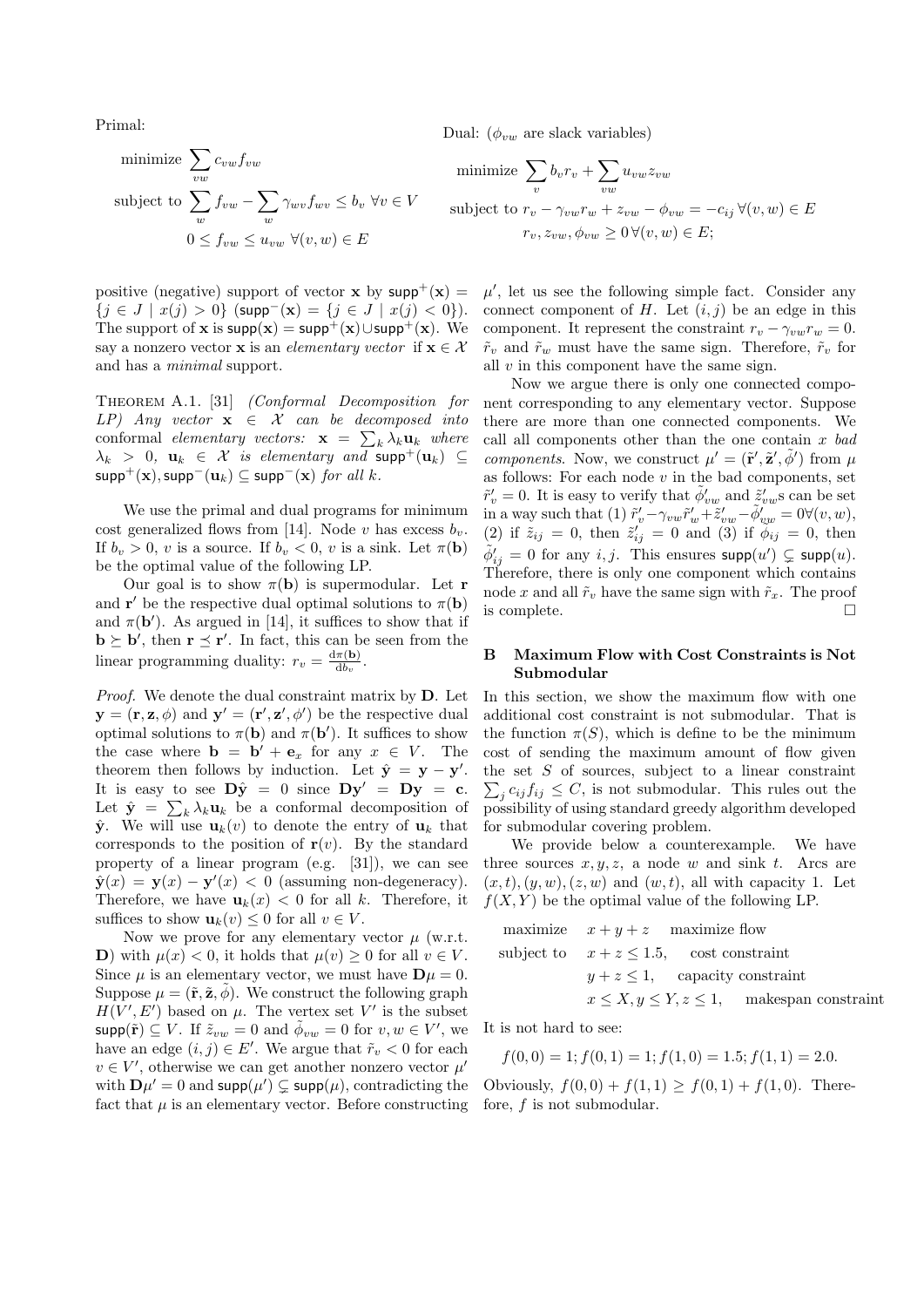Primal:

$$
\begin{aligned}
\text{minimize } & \sum_{vw} c_{vw} f_{vw} \\
\text{subject to } & \sum_{w} f_{vw} - \sum_{w} \gamma_{wv} f_{wv} \leq b_v \ \forall v \in V \\
& 0 \leq f_{vw} \leq u_{vw} \ \forall (v,w) \in E
\end{aligned}
$$

Dual: ($\phi_{vw}$ are slack variables)

$$
\begin{aligned}
\text{minimize } & \sum_{v} b_v r_v + \sum_{vw} u_{vw} z_{vw} \\
\text{subject to } & r_v - \gamma_{vw} r_w + z_{vw} - \phi_{vw} = -c_{ij} \ \forall (v,w) \in E \\
& r_v, z_{vw}, \phi_{vw} \geq 0 \ \forall (v,w) \in E;
\end{aligned}
$$

positive (negative) support of vector $\mathbf{x}$ by $\mathsf{supp}^+(\mathbf{x}) = \{j \in J \mid x(j) > 0\}$ ($\mathsf{supp}^-(\mathbf{x}) = \{j \in J \mid x(j) < 0\}$). The support of $\mathbf{x}$ is $\mathsf{supp}(\mathbf{x}) = \mathsf{supp}^+(\mathbf{x}) \cup \mathsf{supp}^+(\mathbf{x})$. We say a nonzero vector $\mathbf{x}$ is an *elementary vector* if $\mathbf{x} \in \mathcal{X}$ and has a *minimal* support.

THEOREM A.1. [31] *(Conformal Decomposition for LP) Any vector $\mathbf{x} \in \mathcal{X}$ can be decomposed into conformal elementary vectors: $\mathbf{x} = \sum_k \lambda_k \mathbf{u}_k$ where $\lambda_k > 0$, $\mathbf{u}_k \in \mathcal{X}$ is elementary and $\mathsf{supp}^+(\mathbf{u}_k) \subseteq \mathsf{supp}^+(\mathbf{x}), \mathsf{supp}^-(\mathbf{u}_k) \subseteq \mathsf{supp}^-(\mathbf{x})$ for all $k$.*

We use the primal and dual programs for minimum cost generalized flows from [14]. Node $v$ has excess $b_v$. If $b_v > 0$, $v$ is a source. If $b_v < 0$, $v$ is a sink. Let $\pi(\mathbf{b})$ be the optimal value of the following LP.

Our goal is to show $\pi(\mathbf{b})$ is supermodular. Let $\mathbf{r}$ and $\mathbf{r}'$ be the respective dual optimal solutions to $\pi(\mathbf{b})$ and $\pi(\mathbf{b}')$. As argued in [14], it suffices to show that if $\mathbf{b} \succeq \mathbf{b}'$, then $\mathbf{r} \preceq \mathbf{r}'$. In fact, this can be seen from the linear programming duality: $r_v = \frac{\mathrm{d}\pi(\mathbf{b})}{\mathrm{d}b_v}$.

*Proof.* We denote the dual constraint matrix by $\mathbf{D}$. Let $\mathbf{y} = (\mathbf{r}, \mathbf{z}, \phi)$ and $\mathbf{y}' = (\mathbf{r}', \mathbf{z}', \phi')$ be the respective dual optimal solutions to $\pi(\mathbf{b})$ and $\pi(\mathbf{b}')$. It suffices to show the case where $\mathbf{b} = \mathbf{b}' + \mathbf{e}_x$ for any $x \in V$. The theorem then follows by induction. Let $\hat{\mathbf{y}} = \mathbf{y} - \mathbf{y}'$. It is easy to see $\mathbf{D}\hat{\mathbf{y}} = 0$ since $\mathbf{D}\mathbf{y}' = \mathbf{D}\mathbf{y} = \mathbf{c}$. Let $\hat{\mathbf{y}} = \sum_k \lambda_k \mathbf{u}_k$ be a conformal decomposition of $\hat{\mathbf{y}}$. We will use $\mathbf{u}_k(v)$ to denote the entry of $\mathbf{u}_k$ that corresponds to the position of $\mathbf{r}(v)$. By the standard property of a linear program (e.g. [31]), we can see $\hat{\mathbf{y}}(x) = \mathbf{y}(x) - \mathbf{y}'(x) < 0$ (assuming non-degeneracy). Therefore, we have $\mathbf{u}_k(x) < 0$ for all $k$. Therefore, it suffices to show $\mathbf{u}_k(v) \leq 0$ for all $v \in V$.

Now we prove for any elementary vector $\mu$ (w.r.t. $\mathbf{D}$) with $\mu(x) < 0$, it holds that $\mu(v) \geq 0$ for all $v \in V$. Since $\mu$ is an elementary vector, we must have $\mathbf{D}\mu = 0$. Suppose $\mu = (\tilde{\mathbf{r}}, \tilde{\mathbf{z}}, \tilde{\phi})$. We construct the following graph $H(V', E')$ based on $\mu$. The vertex set $V'$ is the subset $\mathsf{supp}(\tilde{\mathbf{r}}) \subseteq V$. If $\tilde{z}_{vw} = 0$ and $\tilde{\phi}_{vw} = 0$ for $v, w \in V'$, we have an edge $(i,j) \in E'$. We argue that $\tilde{r}_v < 0$ for each $v \in V'$, otherwise we can get another nonzero vector $\mu'$ with $\mathbf{D}\mu' = 0$ and $\mathsf{supp}(\mu') \subsetneq \mathsf{supp}(\mu)$, contradicting the fact that $\mu$ is an elementary vector. Before constructing $\mu'$, let us see the following simple fact. Consider any connect component of $H$. Let $(i,j)$ be an edge in this component. It represent the constraint $r_v - \gamma_{vw} r_w = 0$. $\tilde{r}_v$ and $\tilde{r}_w$ must have the same sign. Therefore, $\tilde{r}_v$ for all $v$ in this component have the same sign.

Now we argue there is only one connected component corresponding to any elementary vector. Suppose there are more than one connected components. We call all components other than the one contain $x$ *bad components*. Now, we construct $\mu' = (\tilde{\mathbf{r}}', \tilde{\mathbf{z}}', \tilde{\phi}')$ from $\mu$ as follows: For each node $v$ in the bad components, set $\tilde{r}'_v = 0$. It is easy to verify that $\tilde{\phi}'_{vw}$ and $\tilde{z}'_{vw}$s can be set in a way such that (1) $\tilde{r}'_v - \gamma_{vw}\tilde{r}'_w + \tilde{z}'_{vw} - \tilde{\phi}'_{vw} = 0 \forall (v,w)$, (2) if $\tilde{z}_{ij} = 0$, then $\tilde{z}'_{ij} = 0$ and (3) if $\tilde{\phi}_{ij} = 0$, then $\tilde{\phi}'_{ij} = 0$ for any $i,j$. This ensures $\mathsf{supp}(u') \subsetneq \mathsf{supp}(u)$. Therefore, there is only one component which contains node $x$ and all $\tilde{r}_v$ have the same sign with $\tilde{r}_x$. The proof is complete. $\square$

## B Maximum Flow with Cost Constraints is Not Submodular

In this section, we show the maximum flow with one additional cost constraint is not submodular. That is the function $\pi(S)$, which is define to be the minimum cost of sending the maximum amount of flow given the set $S$ of sources, subject to a linear constraint $\sum_j c_{ij} f_{ij} \leq C$, is not submodular. This rules out the possibility of using standard greedy algorithm developed for submodular covering problem.

We provide below a counterexample. We have three sources $x, y, z$, a node $w$ and sink $t$. Arcs are $(x,t), (y,w), (z,w)$ and $(w,t)$, all with capacity 1. Let $f(X,Y)$ be the optimal value of the following LP.

$$
\begin{aligned}
\text{maximize} \quad & x + y + z && \text{maximize flow} \\
\text{subject to} \quad & x + z \leq 1.5, && \text{cost constraint} \\
& y + z \leq 1, && \text{capacity constraint} \\
& x \leq X, y \leq Y, z \leq 1, && \text{makespan constraint}
\end{aligned}
$$

It is not hard to see:

$$f(0,0) = 1; f(0,1) = 1; f(1,0) = 1.5; f(1,1) = 2.0.$$

Obviously, $f(0,0) + f(1,1) \geq f(0,1) + f(1,0)$. Therefore, $f$ is not submodular.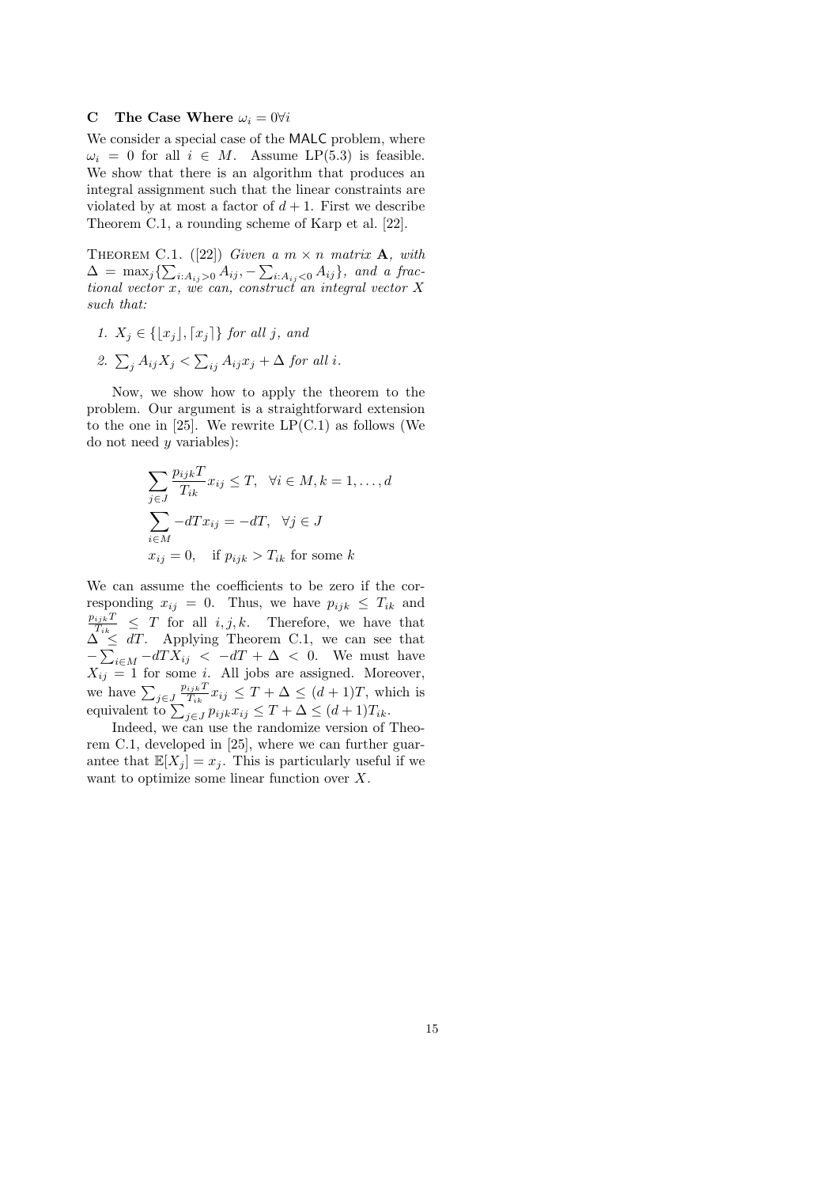## C The Case Where $\omega_i = 0 \forall i$

We consider a special case of the MALC problem, where $\omega_i = 0$ for all $i \in M$. Assume LP(5.3) is feasible. We show that there is an algorithm that produces an integral assignment such that the linear constraints are violated by at most a factor of $d+1$. First we describe Theorem C.1, a rounding scheme of Karp et al. [22].

Theorem C.1. ([22]) *Given a $m \times n$ matrix $\mathbf{A}$, with $\Delta = \max_j \{\sum_{i:A_{ij}>0} A_{ij}, -\sum_{i:A_{ij}<0} A_{ij}\}$, and a fractional vector $x$, we can, construct an integral vector $X$ such that:*

1. *$X_j \in \{\lfloor x_j \rfloor, \lceil x_j \rceil\}$ for all $j$, and*
2. *$\sum_j A_{ij} X_j < \sum_{ij} A_{ij} x_j + \Delta$ for all $i$.*

Now, we show how to apply the theorem to the problem. Our argument is a straightforward extension to the one in [25]. We rewrite LP(C.1) as follows (We do not need $y$ variables):

$$\sum_{j \in J} \frac{p_{ijk} T}{T_{ik}} x_{ij} \leq T, \quad \forall i \in M, k = 1, \ldots, d$$

$$\sum_{i \in M} -dT x_{ij} = -dT, \quad \forall j \in J$$

$$x_{ij} = 0, \quad \text{if } p_{ijk} > T_{ik} \text{ for some } k$$

We can assume the coefficients to be zero if the corresponding $x_{ij} = 0$. Thus, we have $p_{ijk} \leq T_{ik}$ and $\frac{p_{ijk} T}{T_{ik}} \leq T$ for all $i, j, k$. Therefore, we have that $\Delta \leq dT$. Applying Theorem C.1, we can see that $-\sum_{i \in M} -dT X_{ij} < -dT + \Delta < 0$. We must have $X_{ij} = 1$ for some $i$. All jobs are assigned. Moreover, we have $\sum_{j \in J} \frac{p_{ijk} T}{T_{ik}} x_{ij} \leq T + \Delta \leq (d+1)T$, which is equivalent to $\sum_{j \in J} p_{ijk} x_{ij} \leq T + \Delta \leq (d+1) T_{ik}$.

Indeed, we can use the randomize version of Theorem C.1, developed in [25], where we can further guarantee that $\mathbb{E}[X_j] = x_j$. This is particularly useful if we want to optimize some linear function over $X$.